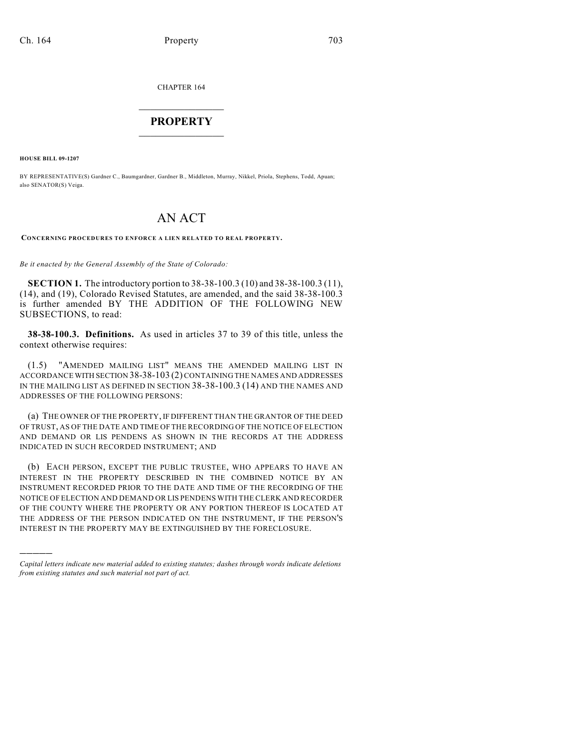CHAPTER 164

# PROPERTY

**HOUSE BILL 09-1207**

BY REPRESENTATIVE(S) Gardner C., Baumgardner, Gardner B., Middleton, Murray, Nikkel, Priola, Stephens, Todd, Apuan; also SENATOR(S) Veiga.

# AN ACT

**CONCERNING PROCEDURES TO ENFORCE A LIEN RELATED TO REAL PROPERTY.**

*Be it enacted by the General Assembly of the State of Colorado:*

**SECTION 1.** The introductory portion to 38-38-100.3 (10) and 38-38-100.3 (11), (14), and (19), Colorado Revised Statutes, are amended, and the said 38-38-100.3 is further amended BY THE ADDITION OF THE FOLLOWING NEW SUBSECTIONS, to read:

**38-38-100.3. Definitions.** As used in articles 37 to 39 of this title, unless the context otherwise requires:

(1.5) "AMENDED MAILING LIST" MEANS THE AMENDED MAILING LIST IN ACCORDANCE WITH SECTION 38-38-103 (2) CONTAINING THE NAMES AND ADDRESSES IN THE MAILING LIST AS DEFINED IN SECTION 38-38-100.3 (14) AND THE NAMES AND ADDRESSES OF THE FOLLOWING PERSONS:

(a) THE OWNER OF THE PROPERTY, IF DIFFERENT THAN THE GRANTOR OF THE DEED OF TRUST, AS OF THE DATE AND TIME OF THE RECORDING OF THE NOTICE OF ELECTION AND DEMAND OR LIS PENDENS AS SHOWN IN THE RECORDS AT THE ADDRESS INDICATED IN SUCH RECORDED INSTRUMENT; AND

(b) EACH PERSON, EXCEPT THE PUBLIC TRUSTEE, WHO APPEARS TO HAVE AN INTEREST IN THE PROPERTY DESCRIBED IN THE COMBINED NOTICE BY AN INSTRUMENT RECORDED PRIOR TO THE DATE AND TIME OF THE RECORDING OF THE NOTICE OF ELECTION AND DEMAND OR LIS PENDENS WITH THE CLERK AND RECORDER OF THE COUNTY WHERE THE PROPERTY OR ANY PORTION THEREOF IS LOCATED AT THE ADDRESS OF THE PERSON INDICATED ON THE INSTRUMENT, IF THE PERSON'S INTEREST IN THE PROPERTY MAY BE EXTINGUISHED BY THE FORECLOSURE.

*Capital letters indicate new material added to existing statutes; dashes through words indicate deletions from existing statutes and such material not part of act.*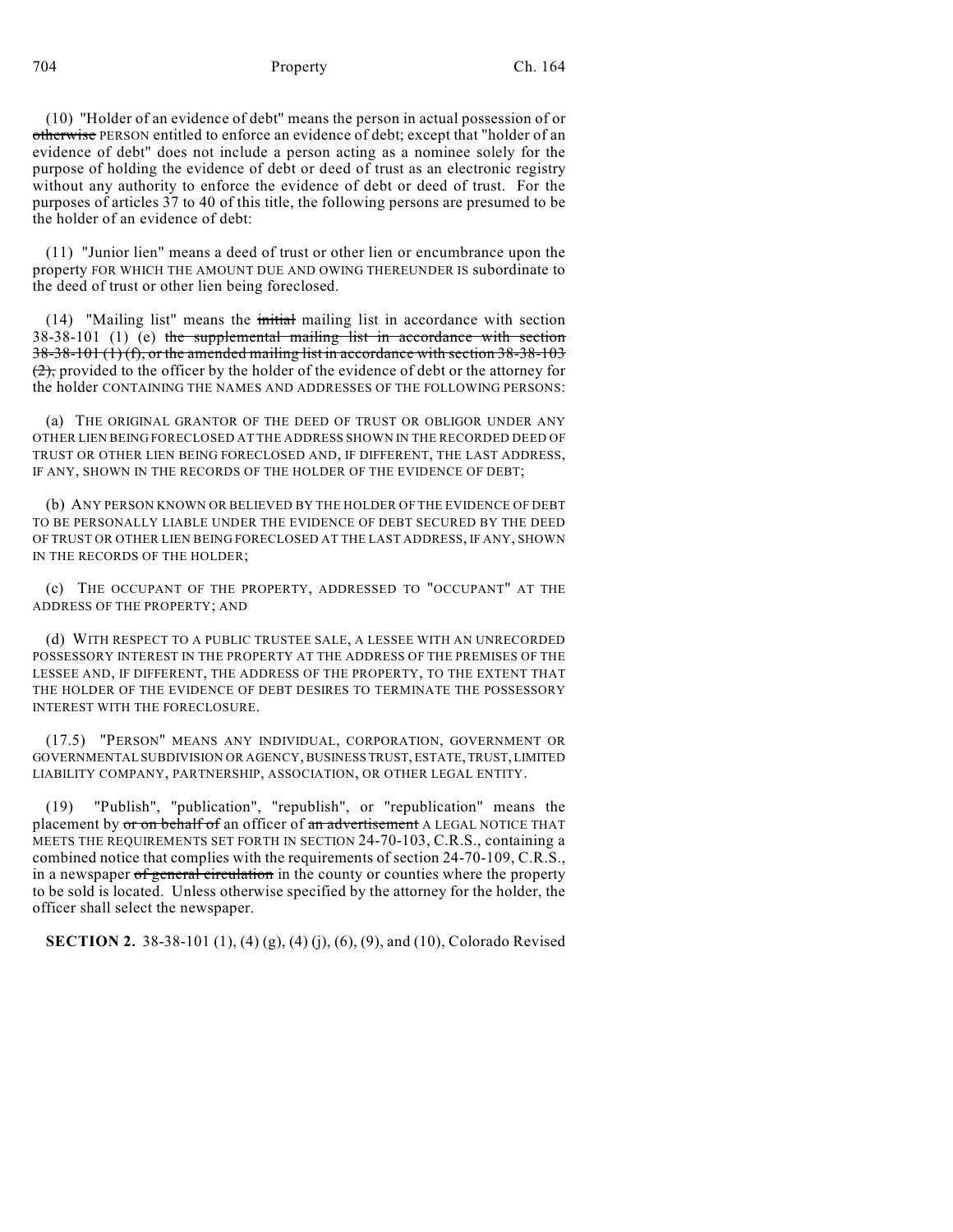(10) "Holder of an evidence of debt" means the person in actual possession of or ~~otherwise~~ PERSON entitled to enforce an evidence of debt; except that "holder of an evidence of debt" does not include a person acting as a nominee solely for the purpose of holding the evidence of debt or deed of trust as an electronic registry without any authority to enforce the evidence of debt or deed of trust. For the purposes of articles 37 to 40 of this title, the following persons are presumed to be the holder of an evidence of debt:

(11) "Junior lien" means a deed of trust or other lien or encumbrance upon the property FOR WHICH THE AMOUNT DUE AND OWING THEREUNDER IS subordinate to the deed of trust or other lien being foreclosed.

(14) "Mailing list" means the ~~initial~~ mailing list in accordance with section 38-38-101 (1) (e) ~~the supplemental mailing list in accordance with section 38-38-101 (1) (f), or the amended mailing list in accordance with section 38-38-103 (2),~~ provided to the officer by the holder of the evidence of debt or the attorney for the holder CONTAINING THE NAMES AND ADDRESSES OF THE FOLLOWING PERSONS:

(a) THE ORIGINAL GRANTOR OF THE DEED OF TRUST OR OBLIGOR UNDER ANY OTHER LIEN BEING FORECLOSED AT THE ADDRESS SHOWN IN THE RECORDED DEED OF TRUST OR OTHER LIEN BEING FORECLOSED AND, IF DIFFERENT, THE LAST ADDRESS, IF ANY, SHOWN IN THE RECORDS OF THE HOLDER OF THE EVIDENCE OF DEBT;

(b) ANY PERSON KNOWN OR BELIEVED BY THE HOLDER OF THE EVIDENCE OF DEBT TO BE PERSONALLY LIABLE UNDER THE EVIDENCE OF DEBT SECURED BY THE DEED OF TRUST OR OTHER LIEN BEING FORECLOSED AT THE LAST ADDRESS, IF ANY, SHOWN IN THE RECORDS OF THE HOLDER;

(c) THE OCCUPANT OF THE PROPERTY, ADDRESSED TO "OCCUPANT" AT THE ADDRESS OF THE PROPERTY; AND

(d) WITH RESPECT TO A PUBLIC TRUSTEE SALE, A LESSEE WITH AN UNRECORDED POSSESSORY INTEREST IN THE PROPERTY AT THE ADDRESS OF THE PREMISES OF THE LESSEE AND, IF DIFFERENT, THE ADDRESS OF THE PROPERTY, TO THE EXTENT THAT THE HOLDER OF THE EVIDENCE OF DEBT DESIRES TO TERMINATE THE POSSESSORY INTEREST WITH THE FORECLOSURE.

(17.5) "PERSON" MEANS ANY INDIVIDUAL, CORPORATION, GOVERNMENT OR GOVERNMENTAL SUBDIVISION OR AGENCY, BUSINESS TRUST, ESTATE, TRUST, LIMITED LIABILITY COMPANY, PARTNERSHIP, ASSOCIATION, OR OTHER LEGAL ENTITY.

(19) "Publish", "publication", "republish", or "republication" means the placement by ~~or on behalf of~~ an officer of ~~an advertisement~~ A LEGAL NOTICE THAT MEETS THE REQUIREMENTS SET FORTH IN SECTION 24-70-103, C.R.S., containing a combined notice that complies with the requirements of section 24-70-109, C.R.S., in a newspaper ~~of general circulation~~ in the county or counties where the property to be sold is located. Unless otherwise specified by the attorney for the holder, the officer shall select the newspaper.

**SECTION 2.** 38-38-101 (1), (4) (g), (4) (j), (6), (9), and (10), Colorado Revised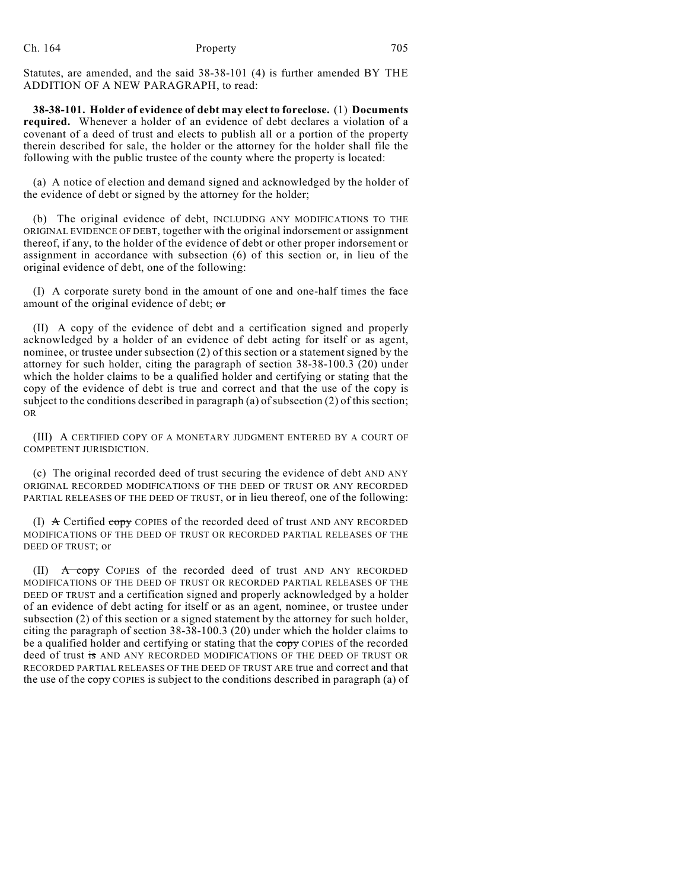Statutes, are amended, and the said 38-38-101 (4) is further amended BY THE ADDITION OF A NEW PARAGRAPH, to read:

**38-38-101. Holder of evidence of debt may elect to foreclose.** (1) **Documents required.** Whenever a holder of an evidence of debt declares a violation of a covenant of a deed of trust and elects to publish all or a portion of the property therein described for sale, the holder or the attorney for the holder shall file the following with the public trustee of the county where the property is located:

(a) A notice of election and demand signed and acknowledged by the holder of the evidence of debt or signed by the attorney for the holder;

(b) The original evidence of debt, INCLUDING ANY MODIFICATIONS TO THE ORIGINAL EVIDENCE OF DEBT, together with the original indorsement or assignment thereof, if any, to the holder of the evidence of debt or other proper indorsement or assignment in accordance with subsection (6) of this section or, in lieu of the original evidence of debt, one of the following:

(I) A corporate surety bond in the amount of one and one-half times the face amount of the original evidence of debt; ~~or~~

(II) A copy of the evidence of debt and a certification signed and properly acknowledged by a holder of an evidence of debt acting for itself or as agent, nominee, or trustee under subsection (2) of this section or a statement signed by the attorney for such holder, citing the paragraph of section 38-38-100.3 (20) under which the holder claims to be a qualified holder and certifying or stating that the copy of the evidence of debt is true and correct and that the use of the copy is subject to the conditions described in paragraph (a) of subsection (2) of this section; OR

(III) A CERTIFIED COPY OF A MONETARY JUDGMENT ENTERED BY A COURT OF COMPETENT JURISDICTION.

(c) The original recorded deed of trust securing the evidence of debt AND ANY ORIGINAL RECORDED MODIFICATIONS OF THE DEED OF TRUST OR ANY RECORDED PARTIAL RELEASES OF THE DEED OF TRUST, or in lieu thereof, one of the following:

(I) ~~A~~ Certified ~~copy~~ COPIES of the recorded deed of trust AND ANY RECORDED MODIFICATIONS OF THE DEED OF TRUST OR RECORDED PARTIAL RELEASES OF THE DEED OF TRUST; or

(II) ~~A copy~~ COPIES of the recorded deed of trust AND ANY RECORDED MODIFICATIONS OF THE DEED OF TRUST OR RECORDED PARTIAL RELEASES OF THE DEED OF TRUST and a certification signed and properly acknowledged by a holder of an evidence of debt acting for itself or as an agent, nominee, or trustee under subsection (2) of this section or a signed statement by the attorney for such holder, citing the paragraph of section 38-38-100.3 (20) under which the holder claims to be a qualified holder and certifying or stating that the ~~copy~~ COPIES of the recorded deed of trust ~~is~~ AND ANY RECORDED MODIFICATIONS OF THE DEED OF TRUST OR RECORDED PARTIAL RELEASES OF THE DEED OF TRUST ARE true and correct and that the use of the ~~copy~~ COPIES is subject to the conditions described in paragraph (a) of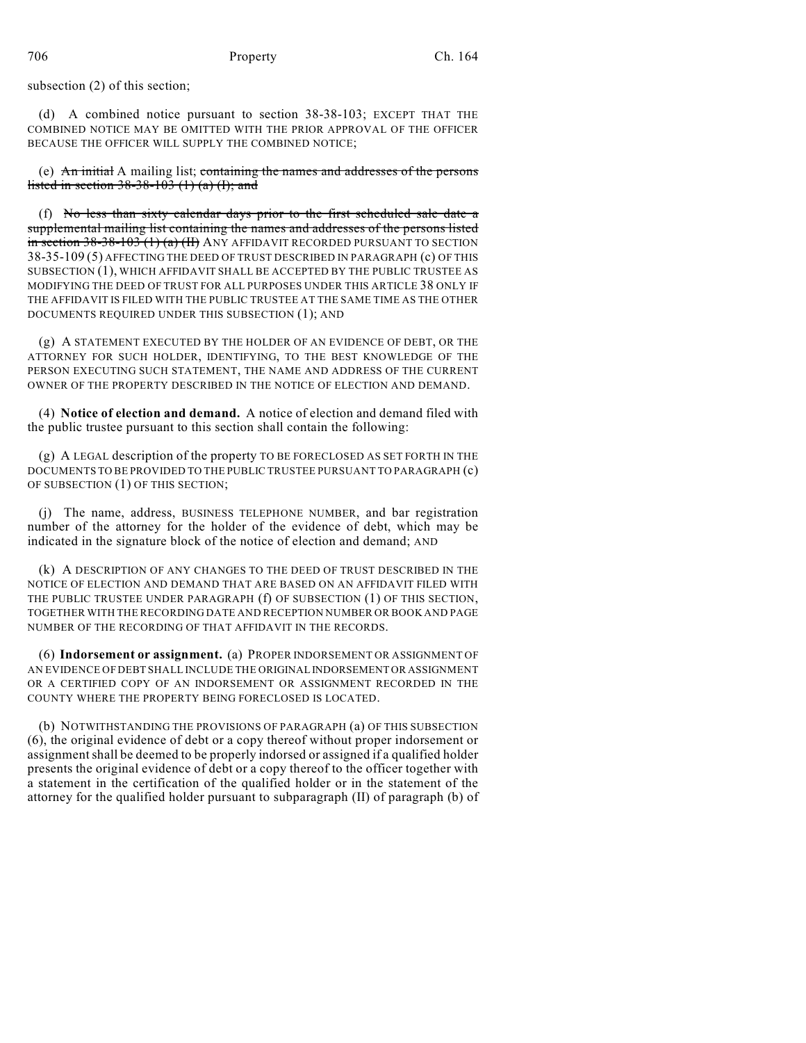subsection (2) of this section;

(d) A combined notice pursuant to section 38-38-103; EXCEPT THAT THE COMBINED NOTICE MAY BE OMITTED WITH THE PRIOR APPROVAL OF THE OFFICER BECAUSE THE OFFICER WILL SUPPLY THE COMBINED NOTICE;

(e) ~~An initial~~ A mailing list; ~~containing the names and addresses of the persons listed in section 38-38-103 (1) (a) (I); and~~

(f) ~~No less than sixty calendar days prior to the first scheduled sale date a supplemental mailing list containing the names and addresses of the persons listed in section 38-38-103 (1) (a) (II)~~ ANY AFFIDAVIT RECORDED PURSUANT TO SECTION 38-35-109 (5) AFFECTING THE DEED OF TRUST DESCRIBED IN PARAGRAPH (c) OF THIS SUBSECTION (1), WHICH AFFIDAVIT SHALL BE ACCEPTED BY THE PUBLIC TRUSTEE AS MODIFYING THE DEED OF TRUST FOR ALL PURPOSES UNDER THIS ARTICLE 38 ONLY IF THE AFFIDAVIT IS FILED WITH THE PUBLIC TRUSTEE AT THE SAME TIME AS THE OTHER DOCUMENTS REQUIRED UNDER THIS SUBSECTION (1); AND

(g) A STATEMENT EXECUTED BY THE HOLDER OF AN EVIDENCE OF DEBT, OR THE ATTORNEY FOR SUCH HOLDER, IDENTIFYING, TO THE BEST KNOWLEDGE OF THE PERSON EXECUTING SUCH STATEMENT, THE NAME AND ADDRESS OF THE CURRENT OWNER OF THE PROPERTY DESCRIBED IN THE NOTICE OF ELECTION AND DEMAND.

(4) **Notice of election and demand.** A notice of election and demand filed with the public trustee pursuant to this section shall contain the following:

(g) A LEGAL description of the property TO BE FORECLOSED AS SET FORTH IN THE DOCUMENTS TO BE PROVIDED TO THE PUBLIC TRUSTEE PURSUANT TO PARAGRAPH (c) OF SUBSECTION (1) OF THIS SECTION;

(j) The name, address, BUSINESS TELEPHONE NUMBER, and bar registration number of the attorney for the holder of the evidence of debt, which may be indicated in the signature block of the notice of election and demand; AND

(k) A DESCRIPTION OF ANY CHANGES TO THE DEED OF TRUST DESCRIBED IN THE NOTICE OF ELECTION AND DEMAND THAT ARE BASED ON AN AFFIDAVIT FILED WITH THE PUBLIC TRUSTEE UNDER PARAGRAPH (f) OF SUBSECTION (1) OF THIS SECTION, TOGETHER WITH THE RECORDING DATE AND RECEPTION NUMBER OR BOOK AND PAGE NUMBER OF THE RECORDING OF THAT AFFIDAVIT IN THE RECORDS.

(6) **Indorsement or assignment.** (a) PROPER INDORSEMENT OR ASSIGNMENT OF AN EVIDENCE OF DEBT SHALL INCLUDE THE ORIGINAL INDORSEMENT OR ASSIGNMENT OR A CERTIFIED COPY OF AN INDORSEMENT OR ASSIGNMENT RECORDED IN THE COUNTY WHERE THE PROPERTY BEING FORECLOSED IS LOCATED.

(b) NOTWITHSTANDING THE PROVISIONS OF PARAGRAPH (a) OF THIS SUBSECTION (6), the original evidence of debt or a copy thereof without proper indorsement or assignment shall be deemed to be properly indorsed or assigned if a qualified holder presents the original evidence of debt or a copy thereof to the officer together with a statement in the certification of the qualified holder or in the statement of the attorney for the qualified holder pursuant to subparagraph (II) of paragraph (b) of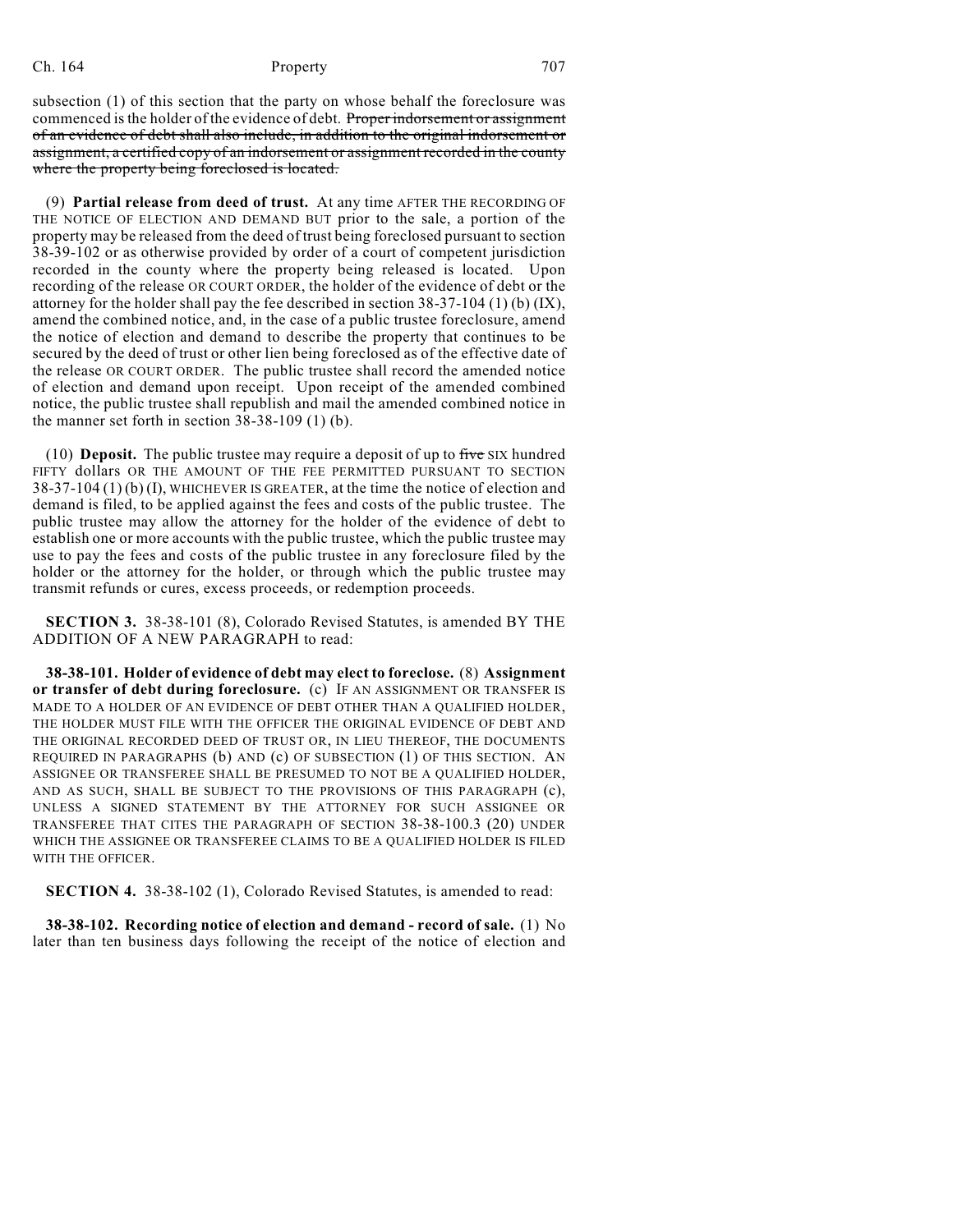subsection (1) of this section that the party on whose behalf the foreclosure was commenced is the holder of the evidence of debt. ~~Proper indorsement or assignment of an evidence of debt shall also include, in addition to the original indorsement or assignment, a certified copy of an indorsement or assignment recorded in the county where the property being foreclosed is located.~~

(9) **Partial release from deed of trust.** At any time AFTER THE RECORDING OF THE NOTICE OF ELECTION AND DEMAND BUT prior to the sale, a portion of the property may be released from the deed of trust being foreclosed pursuant to section 38-39-102 or as otherwise provided by order of a court of competent jurisdiction recorded in the county where the property being released is located. Upon recording of the release OR COURT ORDER, the holder of the evidence of debt or the attorney for the holder shall pay the fee described in section 38-37-104 (1) (b) (IX), amend the combined notice, and, in the case of a public trustee foreclosure, amend the notice of election and demand to describe the property that continues to be secured by the deed of trust or other lien being foreclosed as of the effective date of the release OR COURT ORDER. The public trustee shall record the amended notice of election and demand upon receipt. Upon receipt of the amended combined notice, the public trustee shall republish and mail the amended combined notice in the manner set forth in section 38-38-109 (1) (b).

(10) **Deposit.** The public trustee may require a deposit of up to ~~five~~ SIX hundred FIFTY dollars OR THE AMOUNT OF THE FEE PERMITTED PURSUANT TO SECTION 38-37-104 (1) (b) (I), WHICHEVER IS GREATER, at the time the notice of election and demand is filed, to be applied against the fees and costs of the public trustee. The public trustee may allow the attorney for the holder of the evidence of debt to establish one or more accounts with the public trustee, which the public trustee may use to pay the fees and costs of the public trustee in any foreclosure filed by the holder or the attorney for the holder, or through which the public trustee may transmit refunds or cures, excess proceeds, or redemption proceeds.

**SECTION 3.** 38-38-101 (8), Colorado Revised Statutes, is amended BY THE ADDITION OF A NEW PARAGRAPH to read:

**38-38-101. Holder of evidence of debt may elect to foreclose.** (8) **Assignment or transfer of debt during foreclosure.** (c) IF AN ASSIGNMENT OR TRANSFER IS MADE TO A HOLDER OF AN EVIDENCE OF DEBT OTHER THAN A QUALIFIED HOLDER, THE HOLDER MUST FILE WITH THE OFFICER THE ORIGINAL EVIDENCE OF DEBT AND THE ORIGINAL RECORDED DEED OF TRUST OR, IN LIEU THEREOF, THE DOCUMENTS REQUIRED IN PARAGRAPHS (b) AND (c) OF SUBSECTION (1) OF THIS SECTION. AN ASSIGNEE OR TRANSFEREE SHALL BE PRESUMED TO NOT BE A QUALIFIED HOLDER, AND AS SUCH, SHALL BE SUBJECT TO THE PROVISIONS OF THIS PARAGRAPH (c), UNLESS A SIGNED STATEMENT BY THE ATTORNEY FOR SUCH ASSIGNEE OR TRANSFEREE THAT CITES THE PARAGRAPH OF SECTION 38-38-100.3 (20) UNDER WHICH THE ASSIGNEE OR TRANSFEREE CLAIMS TO BE A QUALIFIED HOLDER IS FILED WITH THE OFFICER.

**SECTION 4.** 38-38-102 (1), Colorado Revised Statutes, is amended to read:

**38-38-102. Recording notice of election and demand - record of sale.** (1) No later than ten business days following the receipt of the notice of election and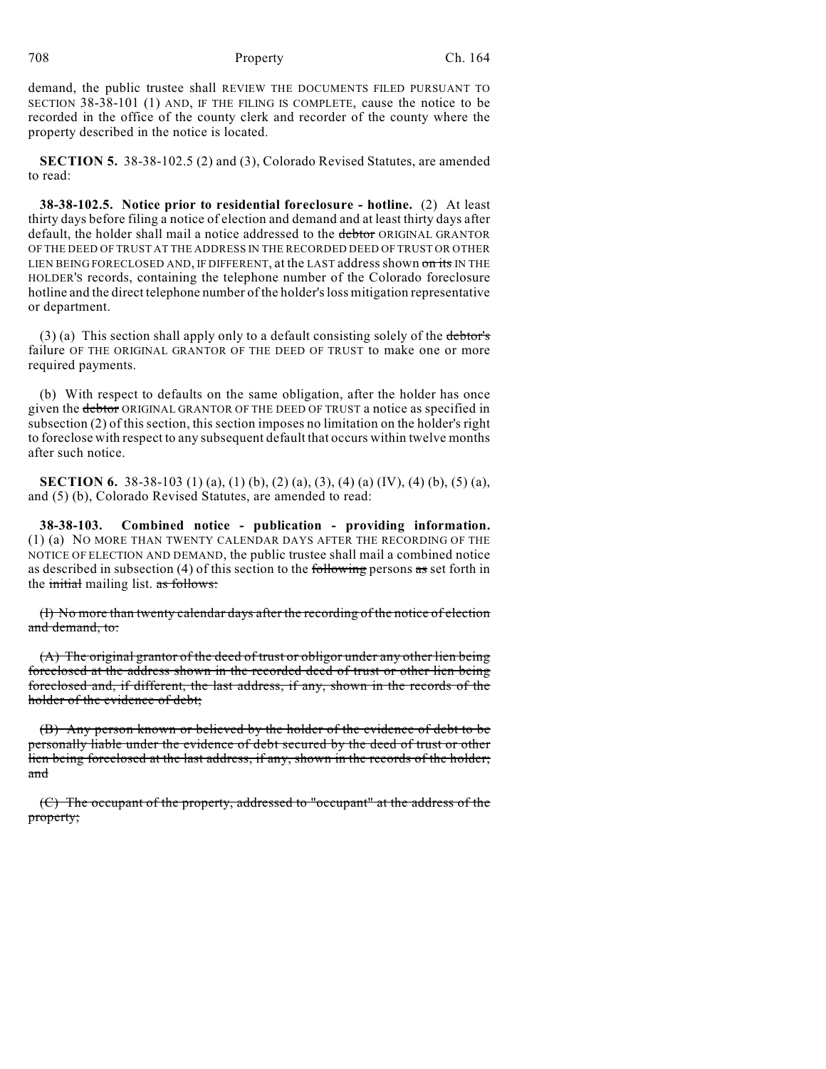demand, the public trustee shall REVIEW THE DOCUMENTS FILED PURSUANT TO SECTION 38-38-101 (1) AND, IF THE FILING IS COMPLETE, cause the notice to be recorded in the office of the county clerk and recorder of the county where the property described in the notice is located.

**SECTION 5.** 38-38-102.5 (2) and (3), Colorado Revised Statutes, are amended to read:

**38-38-102.5. Notice prior to residential foreclosure - hotline.** (2) At least thirty days before filing a notice of election and demand and at least thirty days after default, the holder shall mail a notice addressed to the ~~debtor~~ ORIGINAL GRANTOR OF THE DEED OF TRUST AT THE ADDRESS IN THE RECORDED DEED OF TRUST OR OTHER LIEN BEING FORECLOSED AND, IF DIFFERENT, at the LAST address shown ~~on its~~ IN THE HOLDER'S records, containing the telephone number of the Colorado foreclosure hotline and the direct telephone number of the holder's loss mitigation representative or department.

(3) (a) This section shall apply only to a default consisting solely of the ~~debtor's~~ failure OF THE ORIGINAL GRANTOR OF THE DEED OF TRUST to make one or more required payments.

(b) With respect to defaults on the same obligation, after the holder has once given the ~~debtor~~ ORIGINAL GRANTOR OF THE DEED OF TRUST a notice as specified in subsection (2) of this section, this section imposes no limitation on the holder's right to foreclose with respect to any subsequent default that occurs within twelve months after such notice.

**SECTION 6.** 38-38-103 (1) (a), (1) (b), (2) (a), (3), (4) (a) (IV), (4) (b), (5) (a), and (5) (b), Colorado Revised Statutes, are amended to read:

**38-38-103. Combined notice - publication - providing information.** (1) (a) NO MORE THAN TWENTY CALENDAR DAYS AFTER THE RECORDING OF THE NOTICE OF ELECTION AND DEMAND, the public trustee shall mail a combined notice as described in subsection (4) of this section to the ~~following~~ persons ~~as~~ set forth in the ~~initial~~ mailing list. ~~as follows:~~

~~(I) No more than twenty calendar days after the recording of the notice of election and demand, to:~~

~~(A) The original grantor of the deed of trust or obligor under any other lien being foreclosed at the address shown in the recorded deed of trust or other lien being foreclosed and, if different, the last address, if any, shown in the records of the holder of the evidence of debt;~~

~~(B) Any person known or believed by the holder of the evidence of debt to be personally liable under the evidence of debt secured by the deed of trust or other lien being foreclosed at the last address, if any, shown in the records of the holder; and~~

~~(C) The occupant of the property, addressed to "occupant" at the address of the property;~~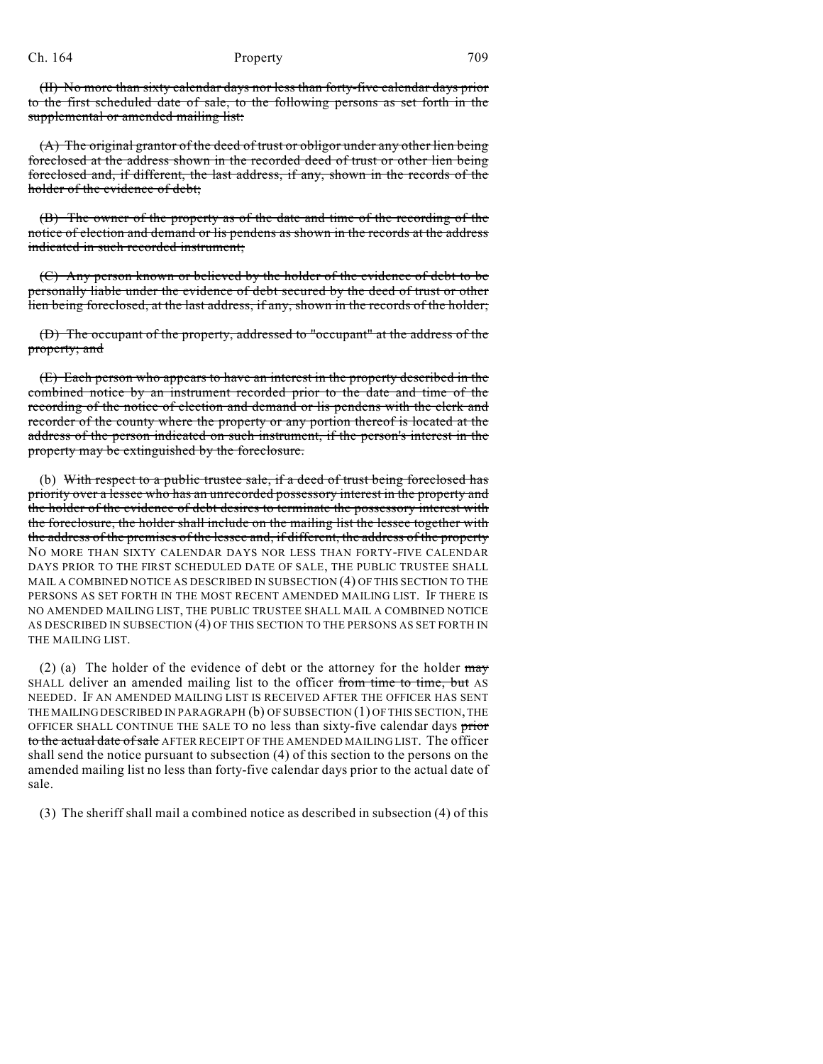~~(II) No more than sixty calendar days nor less than forty-five calendar days prior to the first scheduled date of sale, to the following persons as set forth in the supplemental or amended mailing list:~~

~~(A) The original grantor of the deed of trust or obligor under any other lien being foreclosed at the address shown in the recorded deed of trust or other lien being foreclosed and, if different, the last address, if any, shown in the records of the holder of the evidence of debt;~~

~~(B) The owner of the property as of the date and time of the recording of the notice of election and demand or lis pendens as shown in the records at the address indicated in such recorded instrument;~~

~~(C) Any person known or believed by the holder of the evidence of debt to be personally liable under the evidence of debt secured by the deed of trust or other lien being foreclosed, at the last address, if any, shown in the records of the holder;~~

~~(D) The occupant of the property, addressed to "occupant" at the address of the property; and~~

~~(E) Each person who appears to have an interest in the property described in the combined notice by an instrument recorded prior to the date and time of the recording of the notice of election and demand or lis pendens with the clerk and recorder of the county where the property or any portion thereof is located at the address of the person indicated on such instrument, if the person's interest in the property may be extinguished by the foreclosure.~~

(b) ~~With respect to a public trustee sale, if a deed of trust being foreclosed has priority over a lessee who has an unrecorded possessory interest in the property and the holder of the evidence of debt desires to terminate the possessory interest with the foreclosure, the holder shall include on the mailing list the lessee together with the address of the premises of the lessee and, if different, the address of the property~~ NO MORE THAN SIXTY CALENDAR DAYS NOR LESS THAN FORTY-FIVE CALENDAR DAYS PRIOR TO THE FIRST SCHEDULED DATE OF SALE, THE PUBLIC TRUSTEE SHALL MAIL A COMBINED NOTICE AS DESCRIBED IN SUBSECTION (4) OF THIS SECTION TO THE PERSONS AS SET FORTH IN THE MOST RECENT AMENDED MAILING LIST. IF THERE IS NO AMENDED MAILING LIST, THE PUBLIC TRUSTEE SHALL MAIL A COMBINED NOTICE AS DESCRIBED IN SUBSECTION (4) OF THIS SECTION TO THE PERSONS AS SET FORTH IN THE MAILING LIST.

(2) (a) The holder of the evidence of debt or the attorney for the holder ~~may~~ SHALL deliver an amended mailing list to the officer ~~from time to time, but~~ AS NEEDED. IF AN AMENDED MAILING LIST IS RECEIVED AFTER THE OFFICER HAS SENT THE MAILING DESCRIBED IN PARAGRAPH (b) OF SUBSECTION (1) OF THIS SECTION, THE OFFICER SHALL CONTINUE THE SALE TO no less than sixty-five calendar days ~~prior to the actual date of sale~~ AFTER RECEIPT OF THE AMENDED MAILING LIST. The officer shall send the notice pursuant to subsection (4) of this section to the persons on the amended mailing list no less than forty-five calendar days prior to the actual date of sale.

(3) The sheriff shall mail a combined notice as described in subsection (4) of this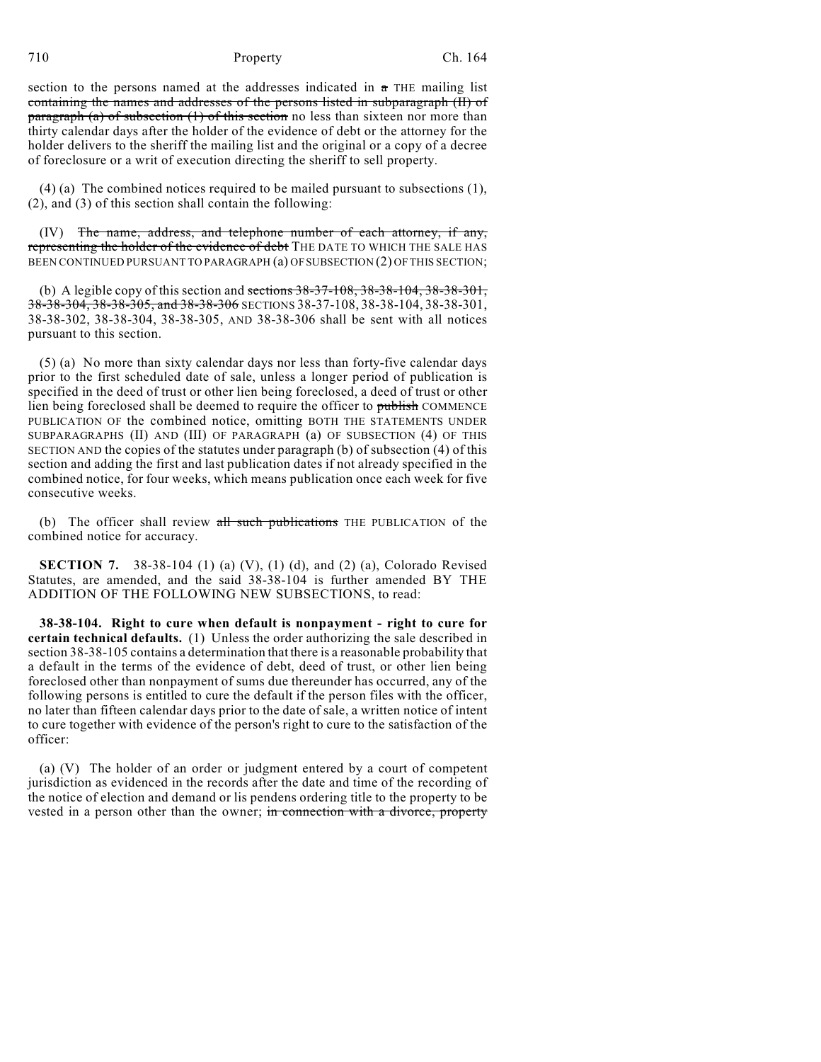section to the persons named at the addresses indicated in ~~a~~ THE mailing list ~~containing the names and addresses of the persons listed in subparagraph (II) of paragraph (a) of subsection (1) of this section~~ no less than sixteen nor more than thirty calendar days after the holder of the evidence of debt or the attorney for the holder delivers to the sheriff the mailing list and the original or a copy of a decree of foreclosure or a writ of execution directing the sheriff to sell property.

(4) (a) The combined notices required to be mailed pursuant to subsections (1), (2), and (3) of this section shall contain the following:

(IV) ~~The name, address, and telephone number of each attorney, if any, representing the holder of the evidence of debt~~ THE DATE TO WHICH THE SALE HAS BEEN CONTINUED PURSUANT TO PARAGRAPH (a) OF SUBSECTION (2) OF THIS SECTION;

(b) A legible copy of this section and ~~sections 38-37-108, 38-38-104, 38-38-301, 38-38-304, 38-38-305, and 38-38-306~~ SECTIONS 38-37-108, 38-38-104, 38-38-301, 38-38-302, 38-38-304, 38-38-305, AND 38-38-306 shall be sent with all notices pursuant to this section.

(5) (a) No more than sixty calendar days nor less than forty-five calendar days prior to the first scheduled date of sale, unless a longer period of publication is specified in the deed of trust or other lien being foreclosed, a deed of trust or other lien being foreclosed shall be deemed to require the officer to ~~publish~~ COMMENCE PUBLICATION OF the combined notice, omitting BOTH THE STATEMENTS UNDER SUBPARAGRAPHS (II) AND (III) OF PARAGRAPH (a) OF SUBSECTION (4) OF THIS SECTION AND the copies of the statutes under paragraph (b) of subsection (4) of this section and adding the first and last publication dates if not already specified in the combined notice, for four weeks, which means publication once each week for five consecutive weeks.

(b) The officer shall review ~~all such publications~~ THE PUBLICATION of the combined notice for accuracy.

**SECTION 7.** 38-38-104 (1) (a) (V), (1) (d), and (2) (a), Colorado Revised Statutes, are amended, and the said 38-38-104 is further amended BY THE ADDITION OF THE FOLLOWING NEW SUBSECTIONS, to read:

**38-38-104. Right to cure when default is nonpayment - right to cure for certain technical defaults.** (1) Unless the order authorizing the sale described in section 38-38-105 contains a determination that there is a reasonable probability that a default in the terms of the evidence of debt, deed of trust, or other lien being foreclosed other than nonpayment of sums due thereunder has occurred, any of the following persons is entitled to cure the default if the person files with the officer, no later than fifteen calendar days prior to the date of sale, a written notice of intent to cure together with evidence of the person's right to cure to the satisfaction of the officer:

(a) (V) The holder of an order or judgment entered by a court of competent jurisdiction as evidenced in the records after the date and time of the recording of the notice of election and demand or lis pendens ordering title to the property to be vested in a person other than the owner; ~~in connection with a divorce, property~~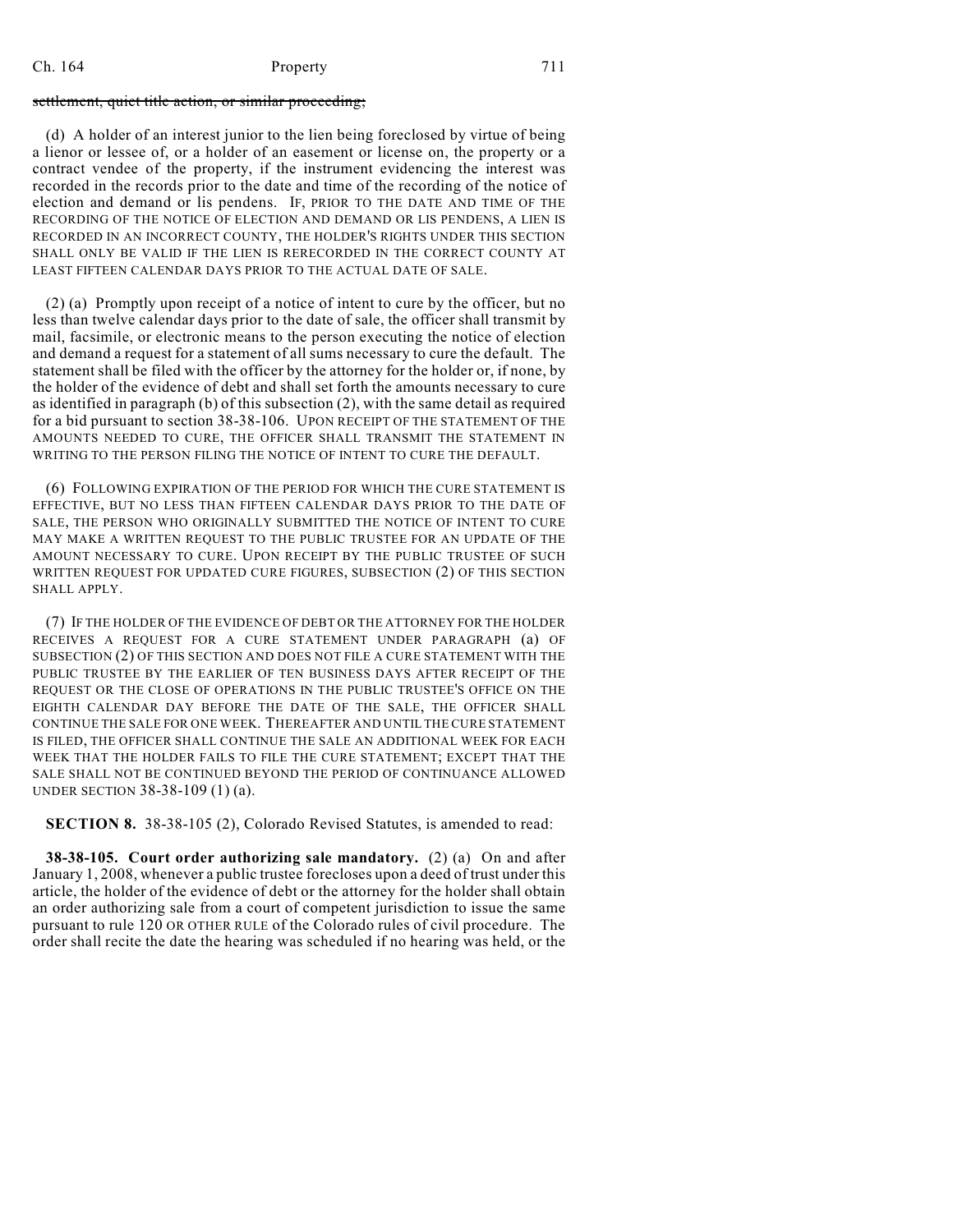~~settlement, quiet title action, or similar proceeding;~~

(d) A holder of an interest junior to the lien being foreclosed by virtue of being a lienor or lessee of, or a holder of an easement or license on, the property or a contract vendee of the property, if the instrument evidencing the interest was recorded in the records prior to the date and time of the recording of the notice of election and demand or lis pendens. IF, PRIOR TO THE DATE AND TIME OF THE RECORDING OF THE NOTICE OF ELECTION AND DEMAND OR LIS PENDENS, A LIEN IS RECORDED IN AN INCORRECT COUNTY, THE HOLDER'S RIGHTS UNDER THIS SECTION SHALL ONLY BE VALID IF THE LIEN IS RERECORDED IN THE CORRECT COUNTY AT LEAST FIFTEEN CALENDAR DAYS PRIOR TO THE ACTUAL DATE OF SALE.

(2) (a) Promptly upon receipt of a notice of intent to cure by the officer, but no less than twelve calendar days prior to the date of sale, the officer shall transmit by mail, facsimile, or electronic means to the person executing the notice of election and demand a request for a statement of all sums necessary to cure the default. The statement shall be filed with the officer by the attorney for the holder or, if none, by the holder of the evidence of debt and shall set forth the amounts necessary to cure as identified in paragraph (b) of this subsection (2), with the same detail as required for a bid pursuant to section 38-38-106. UPON RECEIPT OF THE STATEMENT OF THE AMOUNTS NEEDED TO CURE, THE OFFICER SHALL TRANSMIT THE STATEMENT IN WRITING TO THE PERSON FILING THE NOTICE OF INTENT TO CURE THE DEFAULT.

(6) FOLLOWING EXPIRATION OF THE PERIOD FOR WHICH THE CURE STATEMENT IS EFFECTIVE, BUT NO LESS THAN FIFTEEN CALENDAR DAYS PRIOR TO THE DATE OF SALE, THE PERSON WHO ORIGINALLY SUBMITTED THE NOTICE OF INTENT TO CURE MAY MAKE A WRITTEN REQUEST TO THE PUBLIC TRUSTEE FOR AN UPDATE OF THE AMOUNT NECESSARY TO CURE. UPON RECEIPT BY THE PUBLIC TRUSTEE OF SUCH WRITTEN REQUEST FOR UPDATED CURE FIGURES, SUBSECTION (2) OF THIS SECTION SHALL APPLY.

(7) IF THE HOLDER OF THE EVIDENCE OF DEBT OR THE ATTORNEY FOR THE HOLDER RECEIVES A REQUEST FOR A CURE STATEMENT UNDER PARAGRAPH (a) OF SUBSECTION (2) OF THIS SECTION AND DOES NOT FILE A CURE STATEMENT WITH THE PUBLIC TRUSTEE BY THE EARLIER OF TEN BUSINESS DAYS AFTER RECEIPT OF THE REQUEST OR THE CLOSE OF OPERATIONS IN THE PUBLIC TRUSTEE'S OFFICE ON THE EIGHTH CALENDAR DAY BEFORE THE DATE OF THE SALE, THE OFFICER SHALL CONTINUE THE SALE FOR ONE WEEK. THEREAFTER AND UNTIL THE CURE STATEMENT IS FILED, THE OFFICER SHALL CONTINUE THE SALE AN ADDITIONAL WEEK FOR EACH WEEK THAT THE HOLDER FAILS TO FILE THE CURE STATEMENT; EXCEPT THAT THE SALE SHALL NOT BE CONTINUED BEYOND THE PERIOD OF CONTINUANCE ALLOWED UNDER SECTION 38-38-109 (1) (a).

**SECTION 8.** 38-38-105 (2), Colorado Revised Statutes, is amended to read:

**38-38-105. Court order authorizing sale mandatory.** (2) (a) On and after January 1, 2008, whenever a public trustee forecloses upon a deed of trust under this article, the holder of the evidence of debt or the attorney for the holder shall obtain an order authorizing sale from a court of competent jurisdiction to issue the same pursuant to rule 120 OR OTHER RULE of the Colorado rules of civil procedure. The order shall recite the date the hearing was scheduled if no hearing was held, or the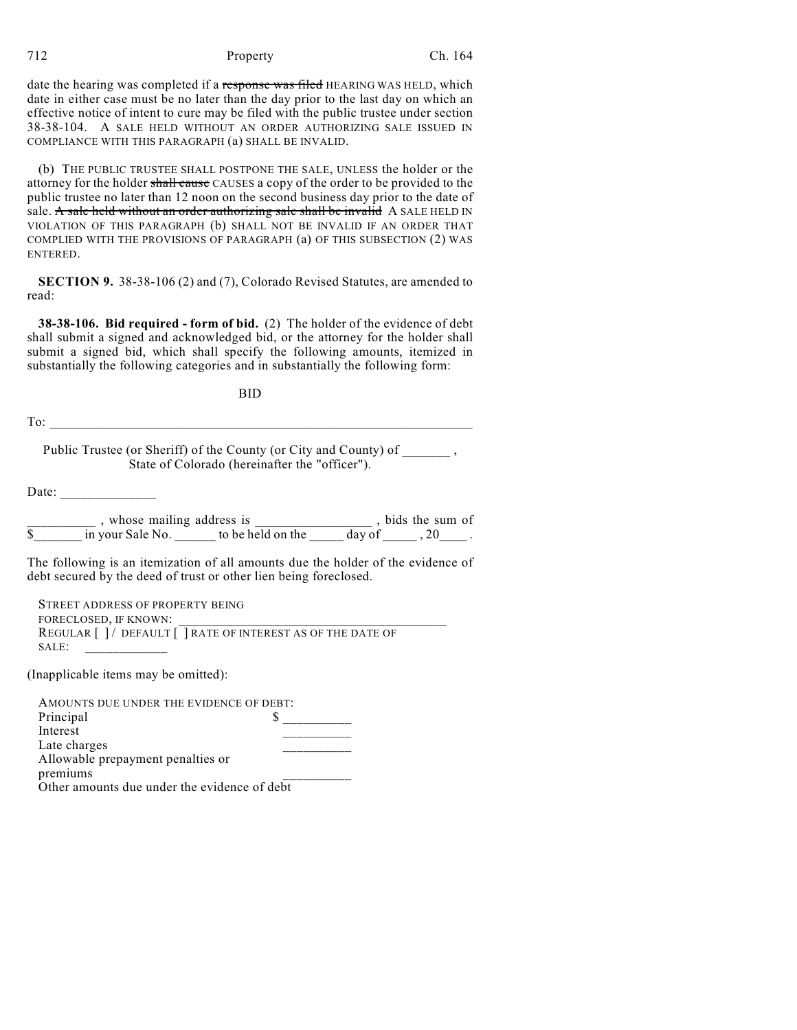date the hearing was completed if a ~~response was filed~~ HEARING WAS HELD, which date in either case must be no later than the day prior to the last day on which an effective notice of intent to cure may be filed with the public trustee under section 38-38-104. A SALE HELD WITHOUT AN ORDER AUTHORIZING SALE ISSUED IN COMPLIANCE WITH THIS PARAGRAPH (a) SHALL BE INVALID.

(b) THE PUBLIC TRUSTEE SHALL POSTPONE THE SALE, UNLESS the holder or the attorney for the holder ~~shall cause~~ CAUSES a copy of the order to be provided to the public trustee no later than 12 noon on the second business day prior to the date of sale. ~~A sale held without an order authorizing sale shall be invalid~~ A SALE HELD IN VIOLATION OF THIS PARAGRAPH (b) SHALL NOT BE INVALID IF AN ORDER THAT COMPLIED WITH THE PROVISIONS OF PARAGRAPH (a) OF THIS SUBSECTION (2) WAS ENTERED.

**SECTION 9.** 38-38-106 (2) and (7), Colorado Revised Statutes, are amended to read:

**38-38-106. Bid required - form of bid.** (2) The holder of the evidence of debt shall submit a signed and acknowledged bid, or the attorney for the holder shall submit a signed bid, which shall specify the following amounts, itemized in substantially the following categories and in substantially the following form:

BID

To: ______________________________________________________________

Public Trustee (or Sheriff) of the County (or City and County) of _______ , State of Colorado (hereinafter the "officer").

Date: ______________

__________ , whose mailing address is ________________ , bids the sum of $_______ in your Sale No. ______ to be held on the _____ day of _____ , 20____ .

The following is an itemization of all amounts due the holder of the evidence of debt secured by the deed of trust or other lien being foreclosed.

STREET ADDRESS OF PROPERTY BEING FORECLOSED, IF KNOWN: ________________________________________
REGULAR [ ] / DEFAULT [ ] RATE OF INTEREST AS OF THE DATE OF SALE: ____________

(Inapplicable items may be omitted):

AMOUNTS DUE UNDER THE EVIDENCE OF DEBT:

| | |
|---|---|
| Principal | $ __________ |
| Interest | __________ |
| Late charges | __________ |
| Allowable prepayment penalties or premiums | __________ |
| Other amounts due under the evidence of debt | |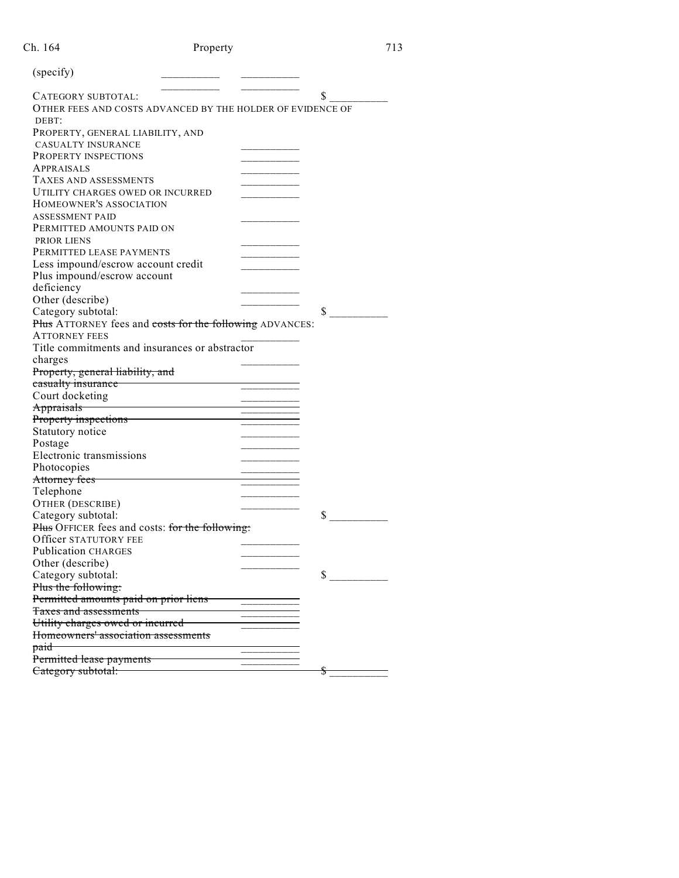(specify) __________ __________

__________ __________

CATEGORY SUBTOTAL: $ __________

OTHER FEES AND COSTS ADVANCED BY THE HOLDER OF EVIDENCE OF DEBT:

PROPERTY, GENERAL LIABILITY, AND CASUALTY INSURANCE __________

PROPERTY INSPECTIONS __________

APPRAISALS __________

TAXES AND ASSESSMENTS __________

UTILITY CHARGES OWED OR INCURRED __________

HOMEOWNER'S ASSOCIATION ASSESSMENT PAID __________

PERMITTED AMOUNTS PAID ON PRIOR LIENS __________

PERMITTED LEASE PAYMENTS __________

Less impound/escrow account credit __________

Plus impound/escrow account deficiency __________

Other (describe) __________

Category subtotal: $ __________

~~Plus~~ ATTORNEY fees and ~~costs for the following~~ ADVANCES:

ATTORNEY FEES __________

Title commitments and insurances or abstractor charges __________

~~Property, general liability, and casualty insurance~~ __________

Court docketing __________

~~Appraisals~~ __________

~~Property inspections~~ __________

Statutory notice __________

Postage __________

Electronic transmissions __________

Photocopies __________

~~Attorney fees~~ __________

Telephone __________

OTHER (DESCRIBE) __________

Category subtotal: $ __________

~~Plus~~ OFFICER fees and costs: ~~for the following:~~

Officer STATUTORY FEE __________

Publication CHARGES __________

Other (describe) __________

Category subtotal: $ __________

~~Plus the following:~~

~~Permitted amounts paid on prior liens~~ __________

~~Taxes and assessments~~ __________

~~Utility charges owed or incurred~~ __________

~~Homeowners' association assessments paid~~ __________

~~Permitted lease payments~~ __________

~~Category subtotal:~~ ~~$ __________~~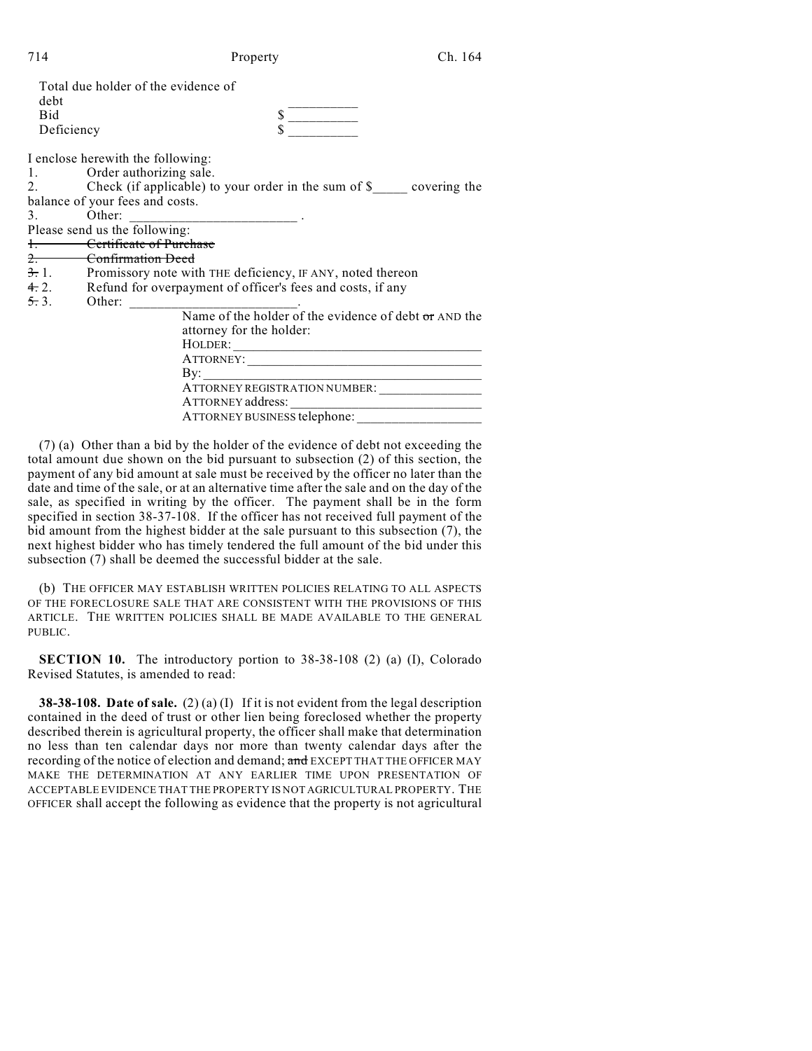Total due holder of the evidence of debt \_\_\_\_\_\_\_\_\_\_
Bid $ \_\_\_\_\_\_\_\_\_\_
Deficiency $ \_\_\_\_\_\_\_\_\_\_

I enclose herewith the following:

1. Order authorizing sale.
2. Check (if applicable) to your order in the sum of $\_\_\_\_\_ covering the balance of your fees and costs.
3. Other: \_\_\_\_\_\_\_\_\_\_\_\_\_\_\_\_\_\_\_\_\_\_\_\_ .

Please send us the following:

~~1. Certificate of Purchase~~
~~2. Confirmation Deed~~
~~3.~~ 1. Promissory note with THE deficiency, IF ANY, noted thereon
~~4.~~ 2. Refund for overpayment of officer's fees and costs, if any
~~5.~~ 3. Other: \_\_\_\_\_\_\_\_\_\_\_\_\_\_\_\_\_\_\_\_\_\_\_\_.

Name of the holder of the evidence of debt ~~or~~ AND the attorney for the holder:
HOLDER: \_\_\_\_\_\_\_\_\_\_\_\_\_\_\_\_\_\_\_\_\_\_\_\_\_\_\_\_\_\_\_\_\_\_\_\_
ATTORNEY: \_\_\_\_\_\_\_\_\_\_\_\_\_\_\_\_\_\_\_\_\_\_\_\_\_\_\_\_\_\_\_\_\_\_
By: \_\_\_\_\_\_\_\_\_\_\_\_\_\_\_\_\_\_\_\_\_\_\_\_\_\_\_\_\_\_\_\_\_\_\_\_\_\_\_
ATTORNEY REGISTRATION NUMBER: \_\_\_\_\_\_\_\_\_\_\_\_\_\_\_
ATTORNEY address: \_\_\_\_\_\_\_\_\_\_\_\_\_\_\_\_\_\_\_\_\_\_\_\_\_\_\_\_
ATTORNEY BUSINESS telephone: \_\_\_\_\_\_\_\_\_\_\_\_\_\_\_\_\_\_

(7) (a) Other than a bid by the holder of the evidence of debt not exceeding the total amount due shown on the bid pursuant to subsection (2) of this section, the payment of any bid amount at sale must be received by the officer no later than the date and time of the sale, or at an alternative time after the sale and on the day of the sale, as specified in writing by the officer. The payment shall be in the form specified in section 38-37-108. If the officer has not received full payment of the bid amount from the highest bidder at the sale pursuant to this subsection (7), the next highest bidder who has timely tendered the full amount of the bid under this subsection (7) shall be deemed the successful bidder at the sale.

(b) THE OFFICER MAY ESTABLISH WRITTEN POLICIES RELATING TO ALL ASPECTS OF THE FORECLOSURE SALE THAT ARE CONSISTENT WITH THE PROVISIONS OF THIS ARTICLE. THE WRITTEN POLICIES SHALL BE MADE AVAILABLE TO THE GENERAL PUBLIC.

**SECTION 10.** The introductory portion to 38-38-108 (2) (a) (I), Colorado Revised Statutes, is amended to read:

**38-38-108. Date of sale.** (2) (a) (I) If it is not evident from the legal description contained in the deed of trust or other lien being foreclosed whether the property described therein is agricultural property, the officer shall make that determination no less than ten calendar days nor more than twenty calendar days after the recording of the notice of election and demand; ~~and~~ EXCEPT THAT THE OFFICER MAY MAKE THE DETERMINATION AT ANY EARLIER TIME UPON PRESENTATION OF ACCEPTABLE EVIDENCE THAT THE PROPERTY IS NOT AGRICULTURAL PROPERTY. THE OFFICER shall accept the following as evidence that the property is not agricultural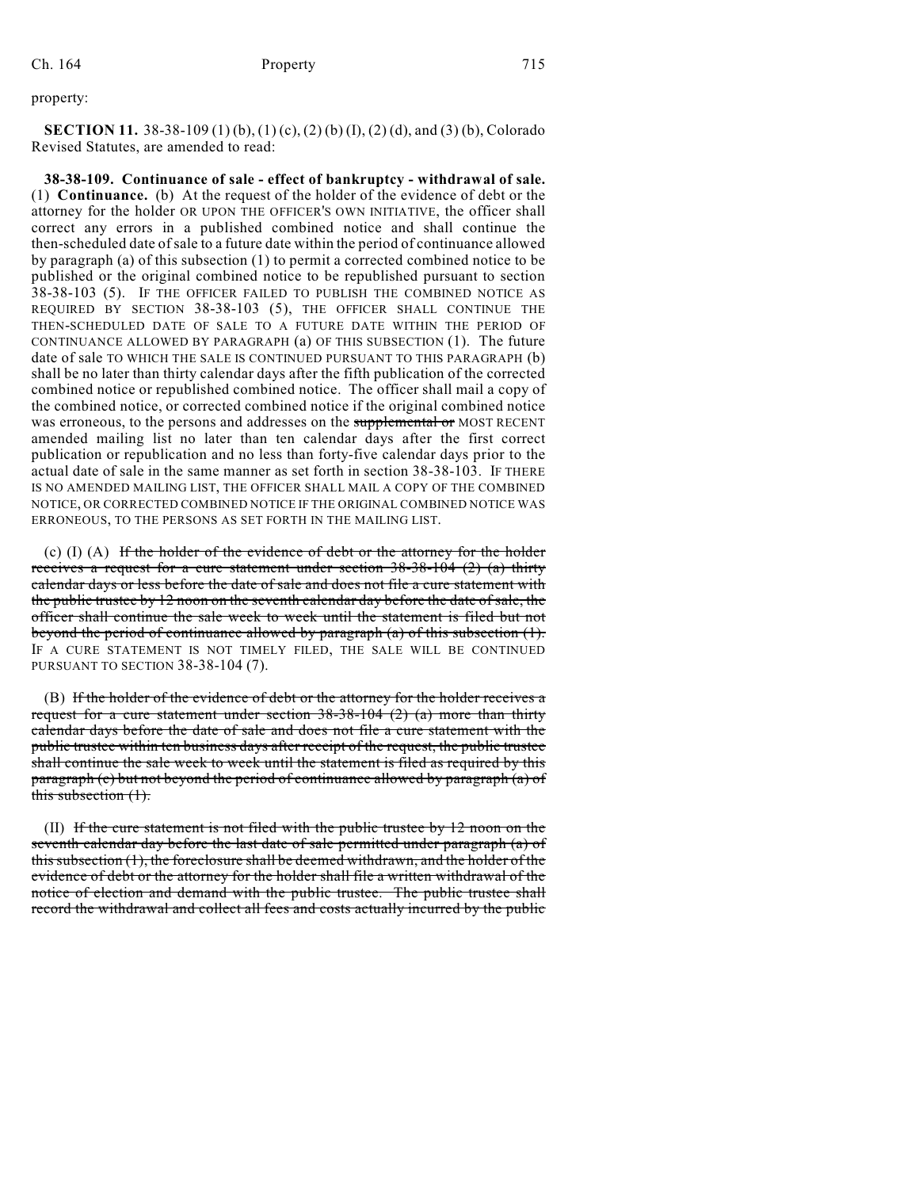property:

**SECTION 11.** 38-38-109 (1) (b), (1) (c), (2) (b) (I), (2) (d), and (3) (b), Colorado Revised Statutes, are amended to read:

**38-38-109. Continuance of sale - effect of bankruptcy - withdrawal of sale.** (1) **Continuance.** (b) At the request of the holder of the evidence of debt or the attorney for the holder OR UPON THE OFFICER'S OWN INITIATIVE, the officer shall correct any errors in a published combined notice and shall continue the then-scheduled date of sale to a future date within the period of continuance allowed by paragraph (a) of this subsection (1) to permit a corrected combined notice to be published or the original combined notice to be republished pursuant to section 38-38-103 (5). IF THE OFFICER FAILED TO PUBLISH THE COMBINED NOTICE AS REQUIRED BY SECTION 38-38-103 (5), THE OFFICER SHALL CONTINUE THE THEN-SCHEDULED DATE OF SALE TO A FUTURE DATE WITHIN THE PERIOD OF CONTINUANCE ALLOWED BY PARAGRAPH (a) OF THIS SUBSECTION (1). The future date of sale TO WHICH THE SALE IS CONTINUED PURSUANT TO THIS PARAGRAPH (b) shall be no later than thirty calendar days after the fifth publication of the corrected combined notice or republished combined notice. The officer shall mail a copy of the combined notice, or corrected combined notice if the original combined notice was erroneous, to the persons and addresses on the ~~supplemental or~~ MOST RECENT amended mailing list no later than ten calendar days after the first correct publication or republication and no less than forty-five calendar days prior to the actual date of sale in the same manner as set forth in section 38-38-103. IF THERE IS NO AMENDED MAILING LIST, THE OFFICER SHALL MAIL A COPY OF THE COMBINED NOTICE, OR CORRECTED COMBINED NOTICE IF THE ORIGINAL COMBINED NOTICE WAS ERRONEOUS, TO THE PERSONS AS SET FORTH IN THE MAILING LIST.

(c) (I) (A) ~~If the holder of the evidence of debt or the attorney for the holder receives a request for a cure statement under section 38-38-104 (2) (a) thirty calendar days or less before the date of sale and does not file a cure statement with the public trustee by 12 noon on the seventh calendar day before the date of sale, the officer shall continue the sale week to week until the statement is filed but not beyond the period of continuance allowed by paragraph (a) of this subsection (1).~~ IF A CURE STATEMENT IS NOT TIMELY FILED, THE SALE WILL BE CONTINUED PURSUANT TO SECTION 38-38-104 (7).

(B) ~~If the holder of the evidence of debt or the attorney for the holder receives a request for a cure statement under section 38-38-104 (2) (a) more than thirty calendar days before the date of sale and does not file a cure statement with the public trustee within ten business days after receipt of the request, the public trustee shall continue the sale week to week until the statement is filed as required by this paragraph (c) but not beyond the period of continuance allowed by paragraph (a) of this subsection (1).~~

(II) ~~If the cure statement is not filed with the public trustee by 12 noon on the seventh calendar day before the last date of sale permitted under paragraph (a) of this subsection (1), the foreclosure shall be deemed withdrawn, and the holder of the evidence of debt or the attorney for the holder shall file a written withdrawal of the notice of election and demand with the public trustee. The public trustee shall record the withdrawal and collect all fees and costs actually incurred by the public~~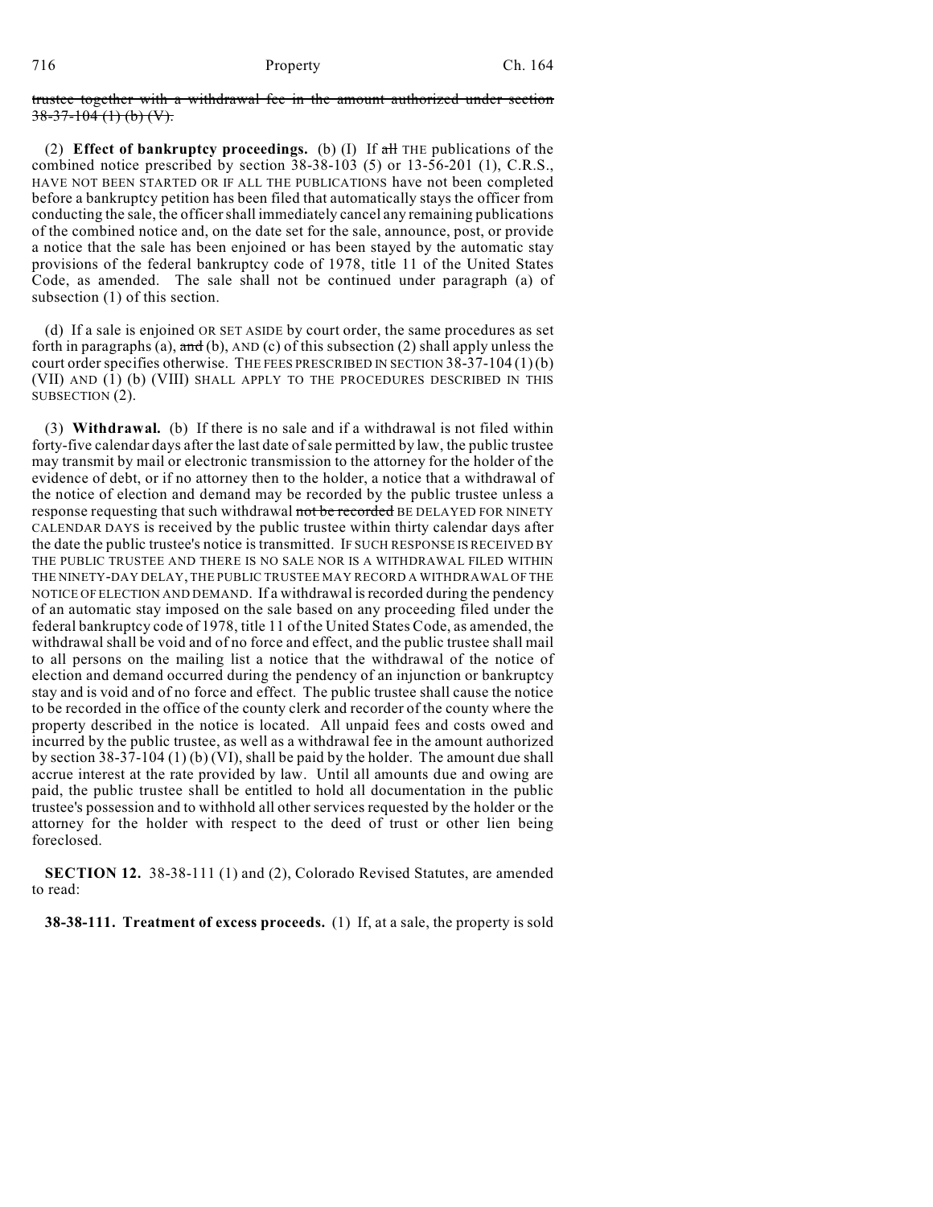~~trustee together with a withdrawal fee in the amount authorized under section 38-37-104 (1) (b) (V).~~

(2) **Effect of bankruptcy proceedings.** (b) (I) If ~~all~~ THE publications of the combined notice prescribed by section 38-38-103 (5) or 13-56-201 (1), C.R.S., HAVE NOT BEEN STARTED OR IF ALL THE PUBLICATIONS have not been completed before a bankruptcy petition has been filed that automatically stays the officer from conducting the sale, the officer shall immediately cancel any remaining publications of the combined notice and, on the date set for the sale, announce, post, or provide a notice that the sale has been enjoined or has been stayed by the automatic stay provisions of the federal bankruptcy code of 1978, title 11 of the United States Code, as amended. The sale shall not be continued under paragraph (a) of subsection (1) of this section.

(d) If a sale is enjoined OR SET ASIDE by court order, the same procedures as set forth in paragraphs (a), ~~and~~ (b), AND (c) of this subsection (2) shall apply unless the court order specifies otherwise. THE FEES PRESCRIBED IN SECTION 38-37-104 (1) (b) (VII) AND (1) (b) (VIII) SHALL APPLY TO THE PROCEDURES DESCRIBED IN THIS SUBSECTION (2).

(3) **Withdrawal.** (b) If there is no sale and if a withdrawal is not filed within forty-five calendar days after the last date of sale permitted by law, the public trustee may transmit by mail or electronic transmission to the attorney for the holder of the evidence of debt, or if no attorney then to the holder, a notice that a withdrawal of the notice of election and demand may be recorded by the public trustee unless a response requesting that such withdrawal ~~not be recorded~~ BE DELAYED FOR NINETY CALENDAR DAYS is received by the public trustee within thirty calendar days after the date the public trustee's notice is transmitted. IF SUCH RESPONSE IS RECEIVED BY THE PUBLIC TRUSTEE AND THERE IS NO SALE NOR IS A WITHDRAWAL FILED WITHIN THE NINETY-DAY DELAY, THE PUBLIC TRUSTEE MAY RECORD A WITHDRAWAL OF THE NOTICE OF ELECTION AND DEMAND. If a withdrawal is recorded during the pendency of an automatic stay imposed on the sale based on any proceeding filed under the federal bankruptcy code of 1978, title 11 of the United States Code, as amended, the withdrawal shall be void and of no force and effect, and the public trustee shall mail to all persons on the mailing list a notice that the withdrawal of the notice of election and demand occurred during the pendency of an injunction or bankruptcy stay and is void and of no force and effect. The public trustee shall cause the notice to be recorded in the office of the county clerk and recorder of the county where the property described in the notice is located. All unpaid fees and costs owed and incurred by the public trustee, as well as a withdrawal fee in the amount authorized by section 38-37-104 (1) (b) (VI), shall be paid by the holder. The amount due shall accrue interest at the rate provided by law. Until all amounts due and owing are paid, the public trustee shall be entitled to hold all documentation in the public trustee's possession and to withhold all other services requested by the holder or the attorney for the holder with respect to the deed of trust or other lien being foreclosed.

**SECTION 12.** 38-38-111 (1) and (2), Colorado Revised Statutes, are amended to read:

**38-38-111. Treatment of excess proceeds.** (1) If, at a sale, the property is sold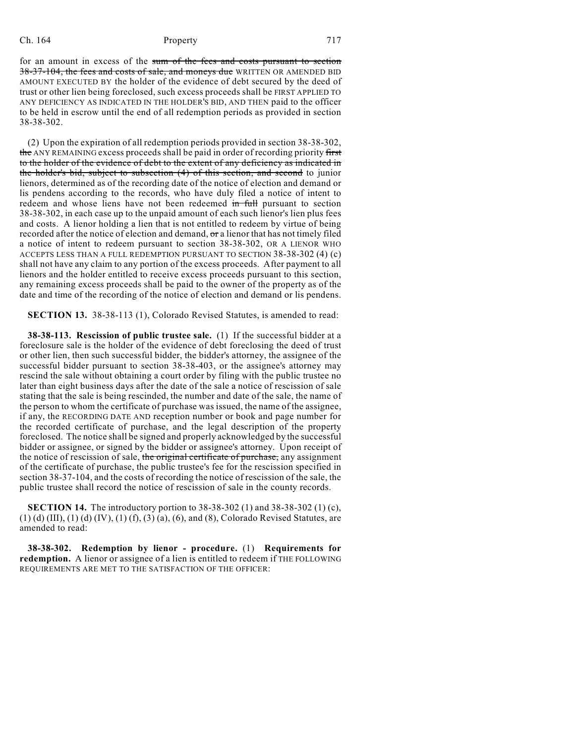for an amount in excess of the ~~sum of the fees and costs pursuant to section 38-37-104, the fees and costs of sale, and moneys due~~ WRITTEN OR AMENDED BID AMOUNT EXECUTED BY the holder of the evidence of debt secured by the deed of trust or other lien being foreclosed, such excess proceeds shall be FIRST APPLIED TO ANY DEFICIENCY AS INDICATED IN THE HOLDER'S BID, AND THEN paid to the officer to be held in escrow until the end of all redemption periods as provided in section 38-38-302.

(2) Upon the expiration of all redemption periods provided in section 38-38-302, ~~the~~ ANY REMAINING excess proceeds shall be paid in order of recording priority ~~first to the holder of the evidence of debt to the extent of any deficiency as indicated in the holder's bid, subject to subsection (4) of this section, and second~~ to junior lienors, determined as of the recording date of the notice of election and demand or lis pendens according to the records, who have duly filed a notice of intent to redeem and whose liens have not been redeemed ~~in full~~ pursuant to section 38-38-302, in each case up to the unpaid amount of each such lienor's lien plus fees and costs. A lienor holding a lien that is not entitled to redeem by virtue of being recorded after the notice of election and demand, ~~or~~ a lienor that has not timely filed a notice of intent to redeem pursuant to section 38-38-302, OR A LIENOR WHO ACCEPTS LESS THAN A FULL REDEMPTION PURSUANT TO SECTION 38-38-302 (4) (c) shall not have any claim to any portion of the excess proceeds. After payment to all lienors and the holder entitled to receive excess proceeds pursuant to this section, any remaining excess proceeds shall be paid to the owner of the property as of the date and time of the recording of the notice of election and demand or lis pendens.

**SECTION 13.** 38-38-113 (1), Colorado Revised Statutes, is amended to read:

**38-38-113. Rescission of public trustee sale.** (1) If the successful bidder at a foreclosure sale is the holder of the evidence of debt foreclosing the deed of trust or other lien, then such successful bidder, the bidder's attorney, the assignee of the successful bidder pursuant to section 38-38-403, or the assignee's attorney may rescind the sale without obtaining a court order by filing with the public trustee no later than eight business days after the date of the sale a notice of rescission of sale stating that the sale is being rescinded, the number and date of the sale, the name of the person to whom the certificate of purchase was issued, the name of the assignee, if any, the RECORDING DATE AND reception number or book and page number for the recorded certificate of purchase, and the legal description of the property foreclosed. The notice shall be signed and properly acknowledged by the successful bidder or assignee, or signed by the bidder or assignee's attorney. Upon receipt of the notice of rescission of sale, ~~the original certificate of purchase,~~ any assignment of the certificate of purchase, the public trustee's fee for the rescission specified in section 38-37-104, and the costs of recording the notice of rescission of the sale, the public trustee shall record the notice of rescission of sale in the county records.

**SECTION 14.** The introductory portion to 38-38-302 (1) and 38-38-302 (1) (c), (1) (d) (III), (1) (d) (IV), (1) (f), (3) (a), (6), and (8), Colorado Revised Statutes, are amended to read:

**38-38-302. Redemption by lienor - procedure.** (1) **Requirements for redemption.** A lienor or assignee of a lien is entitled to redeem if THE FOLLOWING REQUIREMENTS ARE MET TO THE SATISFACTION OF THE OFFICER: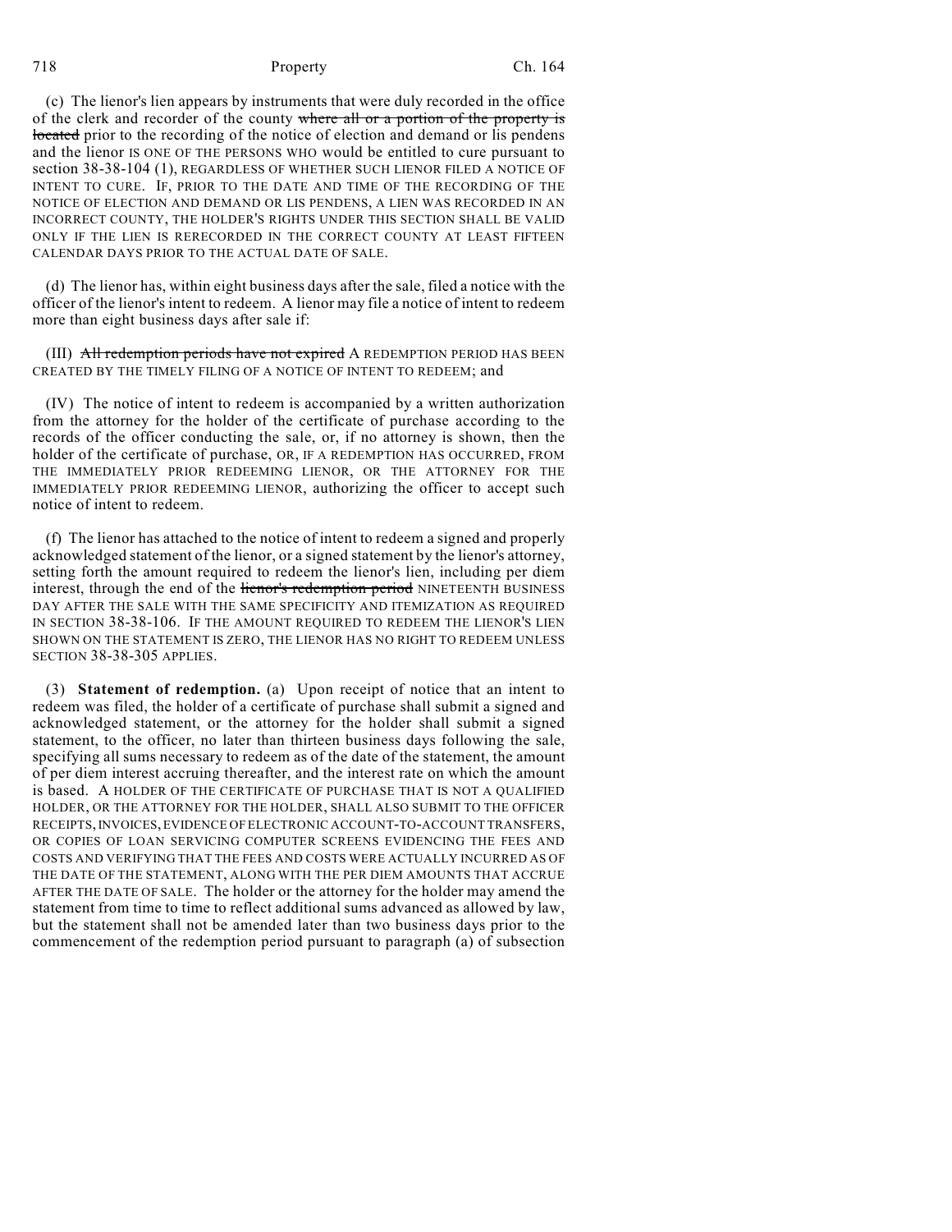(c) The lienor's lien appears by instruments that were duly recorded in the office of the clerk and recorder of the county ~~where all or a portion of the property is located~~ prior to the recording of the notice of election and demand or lis pendens and the lienor IS ONE OF THE PERSONS WHO would be entitled to cure pursuant to section 38-38-104 (1), REGARDLESS OF WHETHER SUCH LIENOR FILED A NOTICE OF INTENT TO CURE. IF, PRIOR TO THE DATE AND TIME OF THE RECORDING OF THE NOTICE OF ELECTION AND DEMAND OR LIS PENDENS, A LIEN WAS RECORDED IN AN INCORRECT COUNTY, THE HOLDER'S RIGHTS UNDER THIS SECTION SHALL BE VALID ONLY IF THE LIEN IS RERECORDED IN THE CORRECT COUNTY AT LEAST FIFTEEN CALENDAR DAYS PRIOR TO THE ACTUAL DATE OF SALE.

(d) The lienor has, within eight business days after the sale, filed a notice with the officer of the lienor's intent to redeem. A lienor may file a notice of intent to redeem more than eight business days after sale if:

(III) ~~All redemption periods have not expired~~ A REDEMPTION PERIOD HAS BEEN CREATED BY THE TIMELY FILING OF A NOTICE OF INTENT TO REDEEM; and

(IV) The notice of intent to redeem is accompanied by a written authorization from the attorney for the holder of the certificate of purchase according to the records of the officer conducting the sale, or, if no attorney is shown, then the holder of the certificate of purchase, OR, IF A REDEMPTION HAS OCCURRED, FROM THE IMMEDIATELY PRIOR REDEEMING LIENOR, OR THE ATTORNEY FOR THE IMMEDIATELY PRIOR REDEEMING LIENOR, authorizing the officer to accept such notice of intent to redeem.

(f) The lienor has attached to the notice of intent to redeem a signed and properly acknowledged statement of the lienor, or a signed statement by the lienor's attorney, setting forth the amount required to redeem the lienor's lien, including per diem interest, through the end of the ~~lienor's redemption period~~ NINETEENTH BUSINESS DAY AFTER THE SALE WITH THE SAME SPECIFICITY AND ITEMIZATION AS REQUIRED IN SECTION 38-38-106. IF THE AMOUNT REQUIRED TO REDEEM THE LIENOR'S LIEN SHOWN ON THE STATEMENT IS ZERO, THE LIENOR HAS NO RIGHT TO REDEEM UNLESS SECTION 38-38-305 APPLIES.

(3) **Statement of redemption.** (a) Upon receipt of notice that an intent to redeem was filed, the holder of a certificate of purchase shall submit a signed and acknowledged statement, or the attorney for the holder shall submit a signed statement, to the officer, no later than thirteen business days following the sale, specifying all sums necessary to redeem as of the date of the statement, the amount of per diem interest accruing thereafter, and the interest rate on which the amount is based. A HOLDER OF THE CERTIFICATE OF PURCHASE THAT IS NOT A QUALIFIED HOLDER, OR THE ATTORNEY FOR THE HOLDER, SHALL ALSO SUBMIT TO THE OFFICER RECEIPTS, INVOICES, EVIDENCE OF ELECTRONIC ACCOUNT-TO-ACCOUNT TRANSFERS, OR COPIES OF LOAN SERVICING COMPUTER SCREENS EVIDENCING THE FEES AND COSTS AND VERIFYING THAT THE FEES AND COSTS WERE ACTUALLY INCURRED AS OF THE DATE OF THE STATEMENT, ALONG WITH THE PER DIEM AMOUNTS THAT ACCRUE AFTER THE DATE OF SALE. The holder or the attorney for the holder may amend the statement from time to time to reflect additional sums advanced as allowed by law, but the statement shall not be amended later than two business days prior to the commencement of the redemption period pursuant to paragraph (a) of subsection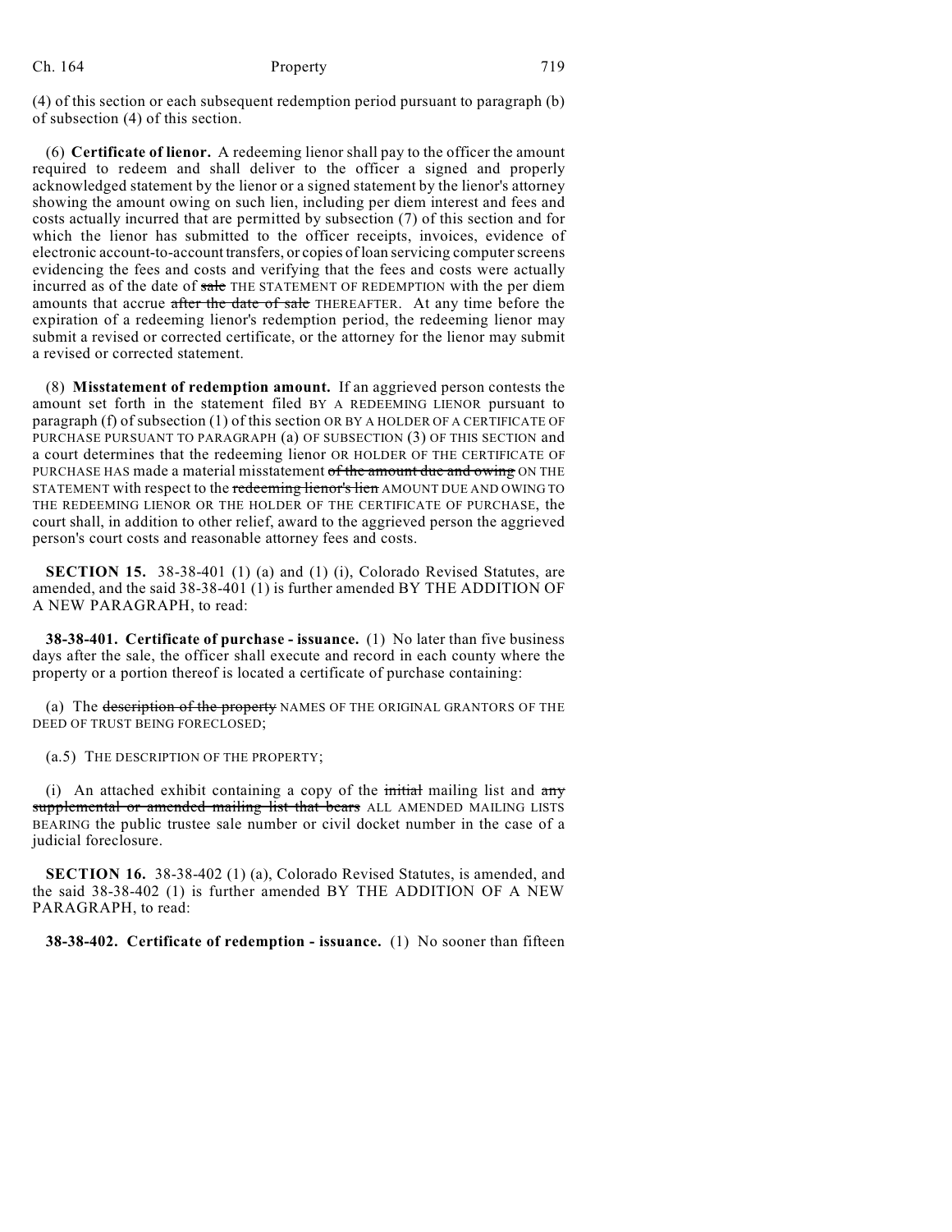(4) of this section or each subsequent redemption period pursuant to paragraph (b) of subsection (4) of this section.

(6) **Certificate of lienor.** A redeeming lienor shall pay to the officer the amount required to redeem and shall deliver to the officer a signed and properly acknowledged statement by the lienor or a signed statement by the lienor's attorney showing the amount owing on such lien, including per diem interest and fees and costs actually incurred that are permitted by subsection (7) of this section and for which the lienor has submitted to the officer receipts, invoices, evidence of electronic account-to-account transfers, or copies of loan servicing computer screens evidencing the fees and costs and verifying that the fees and costs were actually incurred as of the date of ~~sale~~ THE STATEMENT OF REDEMPTION with the per diem amounts that accrue ~~after the date of sale~~ THEREAFTER. At any time before the expiration of a redeeming lienor's redemption period, the redeeming lienor may submit a revised or corrected certificate, or the attorney for the lienor may submit a revised or corrected statement.

(8) **Misstatement of redemption amount.** If an aggrieved person contests the amount set forth in the statement filed BY A REDEEMING LIENOR pursuant to paragraph (f) of subsection (1) of this section OR BY A HOLDER OF A CERTIFICATE OF PURCHASE PURSUANT TO PARAGRAPH (a) OF SUBSECTION (3) OF THIS SECTION and a court determines that the redeeming lienor OR HOLDER OF THE CERTIFICATE OF PURCHASE HAS made a material misstatement ~~of the amount due and owing~~ ON THE STATEMENT with respect to the ~~redeeming lienor's lien~~ AMOUNT DUE AND OWING TO THE REDEEMING LIENOR OR THE HOLDER OF THE CERTIFICATE OF PURCHASE, the court shall, in addition to other relief, award to the aggrieved person the aggrieved person's court costs and reasonable attorney fees and costs.

**SECTION 15.** 38-38-401 (1) (a) and (1) (i), Colorado Revised Statutes, are amended, and the said 38-38-401 (1) is further amended BY THE ADDITION OF A NEW PARAGRAPH, to read:

**38-38-401. Certificate of purchase - issuance.** (1) No later than five business days after the sale, the officer shall execute and record in each county where the property or a portion thereof is located a certificate of purchase containing:

(a) The ~~description of the property~~ NAMES OF THE ORIGINAL GRANTORS OF THE DEED OF TRUST BEING FORECLOSED;

(a.5) THE DESCRIPTION OF THE PROPERTY;

(i) An attached exhibit containing a copy of the ~~initial~~ mailing list and ~~any supplemental or amended mailing list that bears~~ ALL AMENDED MAILING LISTS BEARING the public trustee sale number or civil docket number in the case of a judicial foreclosure.

**SECTION 16.** 38-38-402 (1) (a), Colorado Revised Statutes, is amended, and the said 38-38-402 (1) is further amended BY THE ADDITION OF A NEW PARAGRAPH, to read:

**38-38-402. Certificate of redemption - issuance.** (1) No sooner than fifteen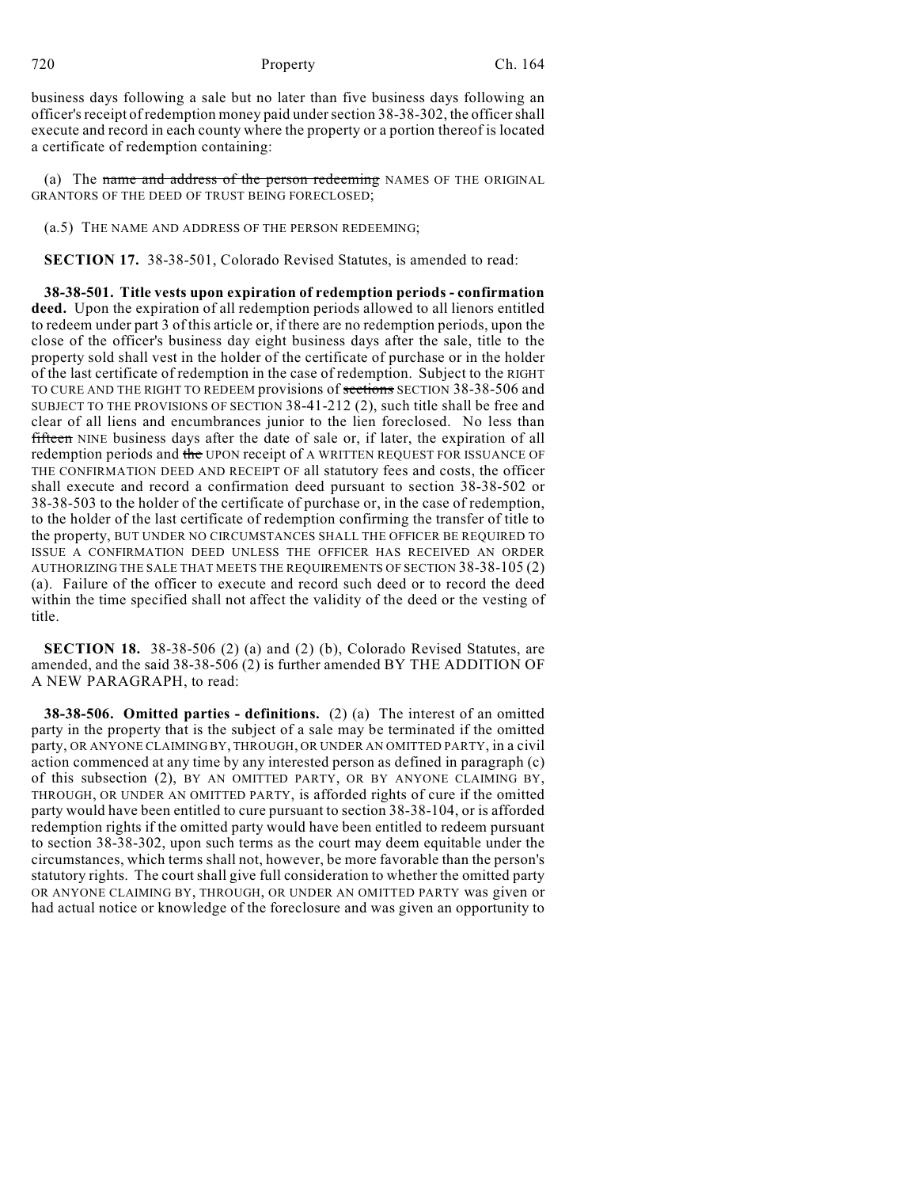business days following a sale but no later than five business days following an officer's receipt of redemption money paid under section 38-38-302, the officer shall execute and record in each county where the property or a portion thereof is located a certificate of redemption containing:

(a) The ~~name and address of the person redeeming~~ NAMES OF THE ORIGINAL GRANTORS OF THE DEED OF TRUST BEING FORECLOSED;

(a.5) THE NAME AND ADDRESS OF THE PERSON REDEEMING;

**SECTION 17.** 38-38-501, Colorado Revised Statutes, is amended to read:

**38-38-501. Title vests upon expiration of redemption periods - confirmation deed.** Upon the expiration of all redemption periods allowed to all lienors entitled to redeem under part 3 of this article or, if there are no redemption periods, upon the close of the officer's business day eight business days after the sale, title to the property sold shall vest in the holder of the certificate of purchase or in the holder of the last certificate of redemption in the case of redemption. Subject to the RIGHT TO CURE AND THE RIGHT TO REDEEM provisions of ~~sections~~ SECTION 38-38-506 and SUBJECT TO THE PROVISIONS OF SECTION 38-41-212 (2), such title shall be free and clear of all liens and encumbrances junior to the lien foreclosed. No less than ~~fifteen~~ NINE business days after the date of sale or, if later, the expiration of all redemption periods and ~~the~~ UPON receipt of A WRITTEN REQUEST FOR ISSUANCE OF THE CONFIRMATION DEED AND RECEIPT OF all statutory fees and costs, the officer shall execute and record a confirmation deed pursuant to section 38-38-502 or 38-38-503 to the holder of the certificate of purchase or, in the case of redemption, to the holder of the last certificate of redemption confirming the transfer of title to the property, BUT UNDER NO CIRCUMSTANCES SHALL THE OFFICER BE REQUIRED TO ISSUE A CONFIRMATION DEED UNLESS THE OFFICER HAS RECEIVED AN ORDER AUTHORIZING THE SALE THAT MEETS THE REQUIREMENTS OF SECTION 38-38-105 (2) (a). Failure of the officer to execute and record such deed or to record the deed within the time specified shall not affect the validity of the deed or the vesting of title.

**SECTION 18.** 38-38-506 (2) (a) and (2) (b), Colorado Revised Statutes, are amended, and the said 38-38-506 (2) is further amended BY THE ADDITION OF A NEW PARAGRAPH, to read:

**38-38-506. Omitted parties - definitions.** (2) (a) The interest of an omitted party in the property that is the subject of a sale may be terminated if the omitted party, OR ANYONE CLAIMING BY, THROUGH, OR UNDER AN OMITTED PARTY, in a civil action commenced at any time by any interested person as defined in paragraph (c) of this subsection (2), BY AN OMITTED PARTY, OR BY ANYONE CLAIMING BY, THROUGH, OR UNDER AN OMITTED PARTY, is afforded rights of cure if the omitted party would have been entitled to cure pursuant to section 38-38-104, or is afforded redemption rights if the omitted party would have been entitled to redeem pursuant to section 38-38-302, upon such terms as the court may deem equitable under the circumstances, which terms shall not, however, be more favorable than the person's statutory rights. The court shall give full consideration to whether the omitted party OR ANYONE CLAIMING BY, THROUGH, OR UNDER AN OMITTED PARTY was given or had actual notice or knowledge of the foreclosure and was given an opportunity to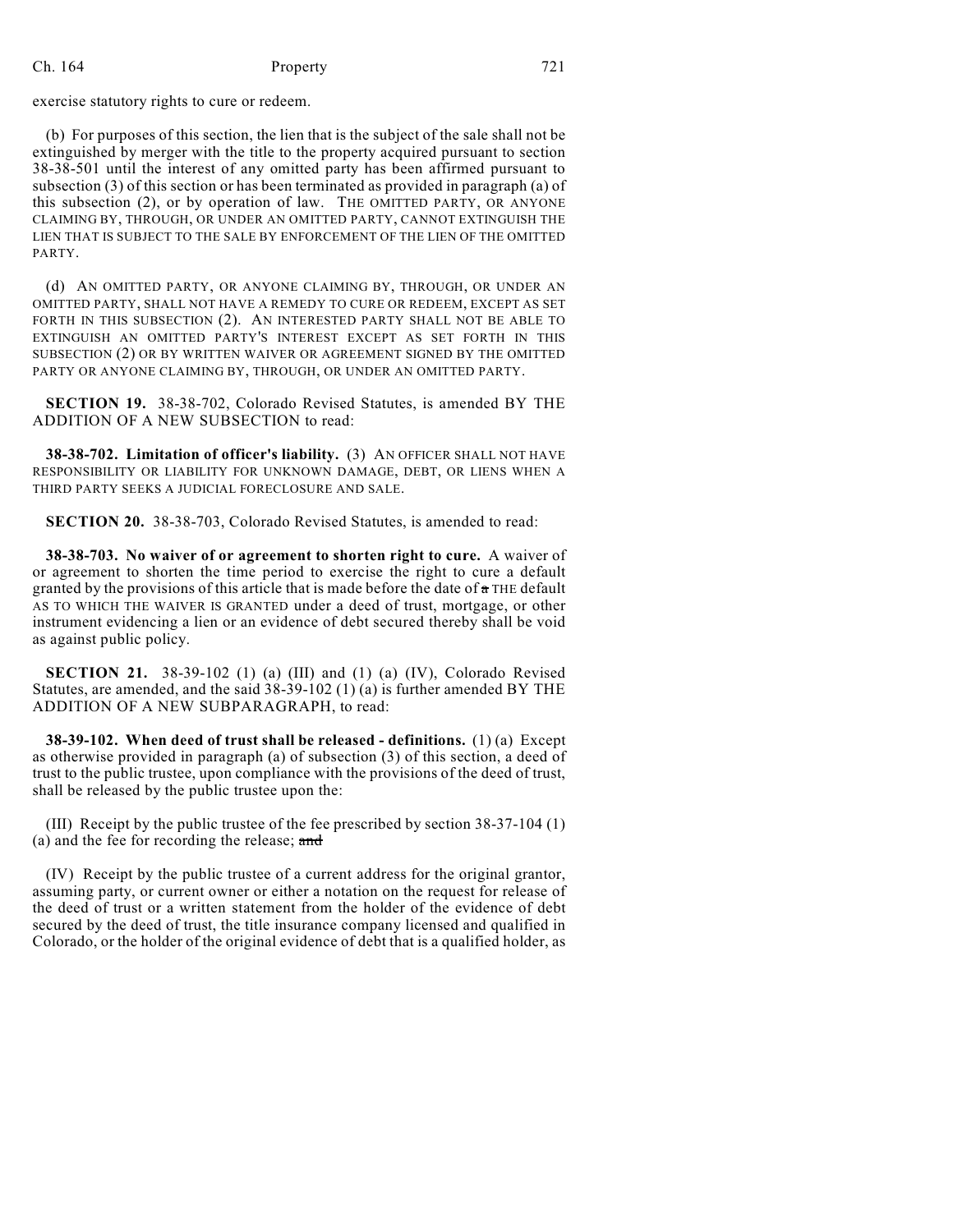exercise statutory rights to cure or redeem.

(b) For purposes of this section, the lien that is the subject of the sale shall not be extinguished by merger with the title to the property acquired pursuant to section 38-38-501 until the interest of any omitted party has been affirmed pursuant to subsection (3) of this section or has been terminated as provided in paragraph (a) of this subsection (2), or by operation of law. THE OMITTED PARTY, OR ANYONE CLAIMING BY, THROUGH, OR UNDER AN OMITTED PARTY, CANNOT EXTINGUISH THE LIEN THAT IS SUBJECT TO THE SALE BY ENFORCEMENT OF THE LIEN OF THE OMITTED PARTY.

(d) AN OMITTED PARTY, OR ANYONE CLAIMING BY, THROUGH, OR UNDER AN OMITTED PARTY, SHALL NOT HAVE A REMEDY TO CURE OR REDEEM, EXCEPT AS SET FORTH IN THIS SUBSECTION (2). AN INTERESTED PARTY SHALL NOT BE ABLE TO EXTINGUISH AN OMITTED PARTY'S INTEREST EXCEPT AS SET FORTH IN THIS SUBSECTION (2) OR BY WRITTEN WAIVER OR AGREEMENT SIGNED BY THE OMITTED PARTY OR ANYONE CLAIMING BY, THROUGH, OR UNDER AN OMITTED PARTY.

**SECTION 19.** 38-38-702, Colorado Revised Statutes, is amended BY THE ADDITION OF A NEW SUBSECTION to read:

**38-38-702. Limitation of officer's liability.** (3) AN OFFICER SHALL NOT HAVE RESPONSIBILITY OR LIABILITY FOR UNKNOWN DAMAGE, DEBT, OR LIENS WHEN A THIRD PARTY SEEKS A JUDICIAL FORECLOSURE AND SALE.

**SECTION 20.** 38-38-703, Colorado Revised Statutes, is amended to read:

**38-38-703. No waiver of or agreement to shorten right to cure.** A waiver of or agreement to shorten the time period to exercise the right to cure a default granted by the provisions of this article that is made before the date of ~~a~~ THE default AS TO WHICH THE WAIVER IS GRANTED under a deed of trust, mortgage, or other instrument evidencing a lien or an evidence of debt secured thereby shall be void as against public policy.

**SECTION 21.** 38-39-102 (1) (a) (III) and (1) (a) (IV), Colorado Revised Statutes, are amended, and the said 38-39-102 (1) (a) is further amended BY THE ADDITION OF A NEW SUBPARAGRAPH, to read:

**38-39-102. When deed of trust shall be released - definitions.** (1) (a) Except as otherwise provided in paragraph (a) of subsection (3) of this section, a deed of trust to the public trustee, upon compliance with the provisions of the deed of trust, shall be released by the public trustee upon the:

(III) Receipt by the public trustee of the fee prescribed by section 38-37-104 (1) (a) and the fee for recording the release; ~~and~~

(IV) Receipt by the public trustee of a current address for the original grantor, assuming party, or current owner or either a notation on the request for release of the deed of trust or a written statement from the holder of the evidence of debt secured by the deed of trust, the title insurance company licensed and qualified in Colorado, or the holder of the original evidence of debt that is a qualified holder, as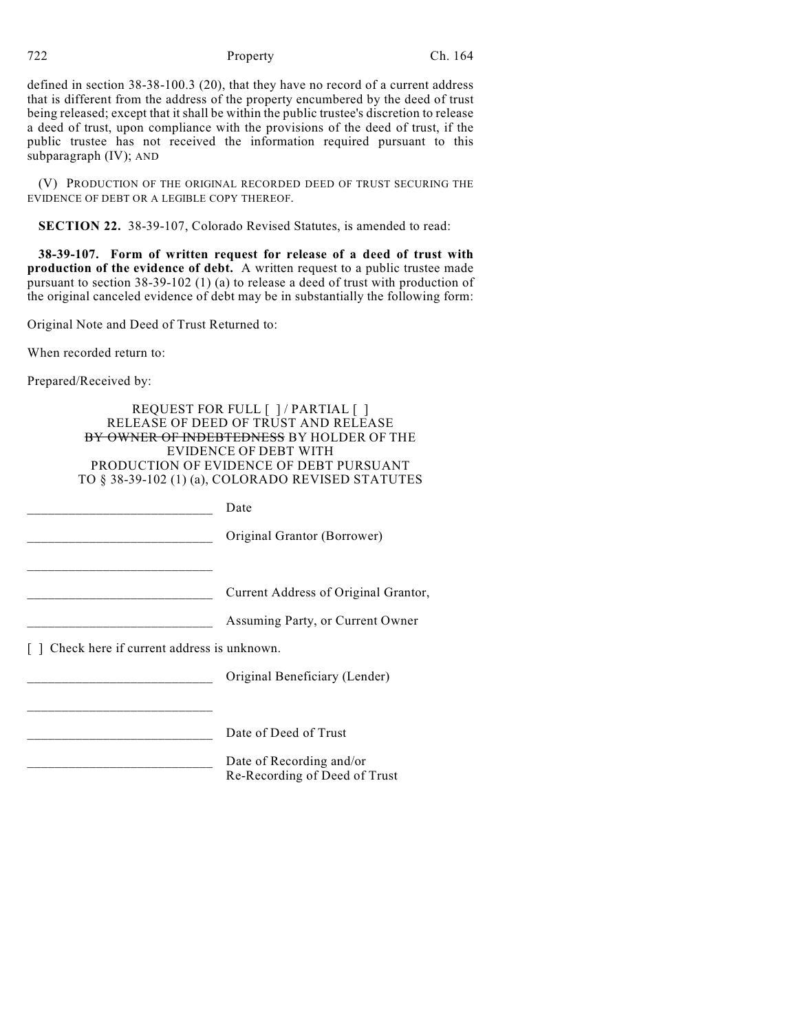defined in section 38-38-100.3 (20), that they have no record of a current address that is different from the address of the property encumbered by the deed of trust being released; except that it shall be within the public trustee's discretion to release a deed of trust, upon compliance with the provisions of the deed of trust, if the public trustee has not received the information required pursuant to this subparagraph (IV); AND

(V) PRODUCTION OF THE ORIGINAL RECORDED DEED OF TRUST SECURING THE EVIDENCE OF DEBT OR A LEGIBLE COPY THEREOF.

**SECTION 22.** 38-39-107, Colorado Revised Statutes, is amended to read:

**38-39-107. Form of written request for release of a deed of trust with production of the evidence of debt.** A written request to a public trustee made pursuant to section 38-39-102 (1) (a) to release a deed of trust with production of the original canceled evidence of debt may be in substantially the following form:

Original Note and Deed of Trust Returned to:

When recorded return to:

Prepared/Received by:

REQUEST FOR FULL [ ] / PARTIAL [ ]
RELEASE OF DEED OF TRUST AND RELEASE
~~BY OWNER OF INDEBTEDNESS~~ BY HOLDER OF THE
EVIDENCE OF DEBT WITH
PRODUCTION OF EVIDENCE OF DEBT PURSUANT
TO § 38-39-102 (1) (a), COLORADO REVISED STATUTES

___________________________ Date

___________________________ Original Grantor (Borrower)

___________________________

___________________________ Current Address of Original Grantor,

___________________________ Assuming Party, or Current Owner

[ ] Check here if current address is unknown.

___________________________ Original Beneficiary (Lender)

___________________________

___________________________ Date of Deed of Trust

___________________________ Date of Recording and/or
Re-Recording of Deed of Trust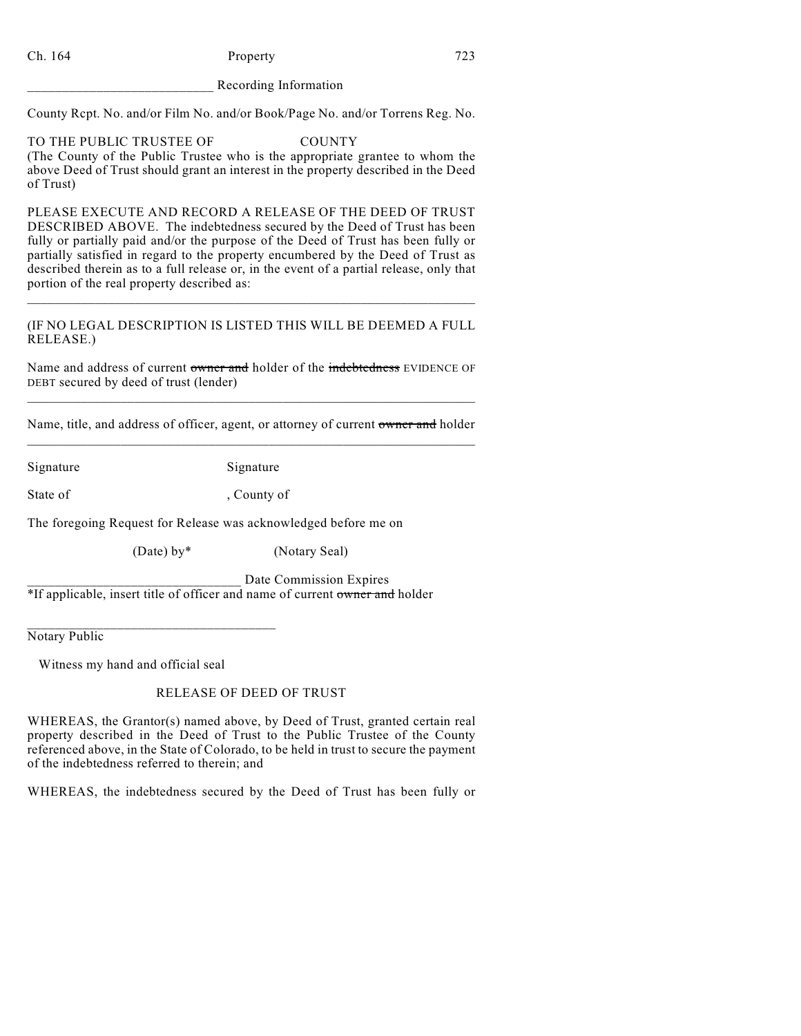\_\_\_\_\_\_\_\_\_\_\_\_\_\_\_\_\_\_\_\_\_\_\_\_\_\_\_ Recording Information

County Rcpt. No. and/or Film No. and/or Book/Page No. and/or Torrens Reg. No.

TO THE PUBLIC TRUSTEE OF COUNTY
(The County of the Public Trustee who is the appropriate grantee to whom the above Deed of Trust should grant an interest in the property described in the Deed of Trust)

PLEASE EXECUTE AND RECORD A RELEASE OF THE DEED OF TRUST DESCRIBED ABOVE. The indebtedness secured by the Deed of Trust has been fully or partially paid and/or the purpose of the Deed of Trust has been fully or partially satisfied in regard to the property encumbered by the Deed of Trust as described therein as to a full release or, in the event of a partial release, only that portion of the real property described as:

\_\_\_\_\_\_\_\_\_\_\_\_\_\_\_\_\_\_\_\_\_\_\_\_\_\_\_\_\_\_\_\_\_\_\_\_\_\_\_\_\_\_\_\_\_\_\_\_\_\_\_\_\_\_\_\_\_\_\_\_\_\_\_\_

(IF NO LEGAL DESCRIPTION IS LISTED THIS WILL BE DEEMED A FULL RELEASE.)

Name and address of current ~~owner and~~ holder of the ~~indebtedness~~ EVIDENCE OF DEBT secured by deed of trust (lender)

\_\_\_\_\_\_\_\_\_\_\_\_\_\_\_\_\_\_\_\_\_\_\_\_\_\_\_\_\_\_\_\_\_\_\_\_\_\_\_\_\_\_\_\_\_\_\_\_\_\_\_\_\_\_\_\_\_\_\_\_\_\_\_\_

Name, title, and address of officer, agent, or attorney of current ~~owner and~~ holder

\_\_\_\_\_\_\_\_\_\_\_\_\_\_\_\_\_\_\_\_\_\_\_\_\_\_\_\_\_\_\_\_\_\_\_\_\_\_\_\_\_\_\_\_\_\_\_\_\_\_\_\_\_\_\_\_\_\_\_\_\_\_\_\_

Signature Signature

State of , County of

The foregoing Request for Release was acknowledged before me on

(Date) by* (Notary Seal)

\_\_\_\_\_\_\_\_\_\_\_\_\_\_\_\_\_\_\_\_\_\_\_\_\_\_\_\_\_\_\_ Date Commission Expires
*If applicable, insert title of officer and name of current ~~owner and~~ holder

\_\_\_\_\_\_\_\_\_\_\_\_\_\_\_\_\_\_\_\_\_\_\_\_\_\_\_\_\_\_\_\_\_\_\_\_
Notary Public

Witness my hand and official seal

RELEASE OF DEED OF TRUST

WHEREAS, the Grantor(s) named above, by Deed of Trust, granted certain real property described in the Deed of Trust to the Public Trustee of the County referenced above, in the State of Colorado, to be held in trust to secure the payment of the indebtedness referred to therein; and

WHEREAS, the indebtedness secured by the Deed of Trust has been fully or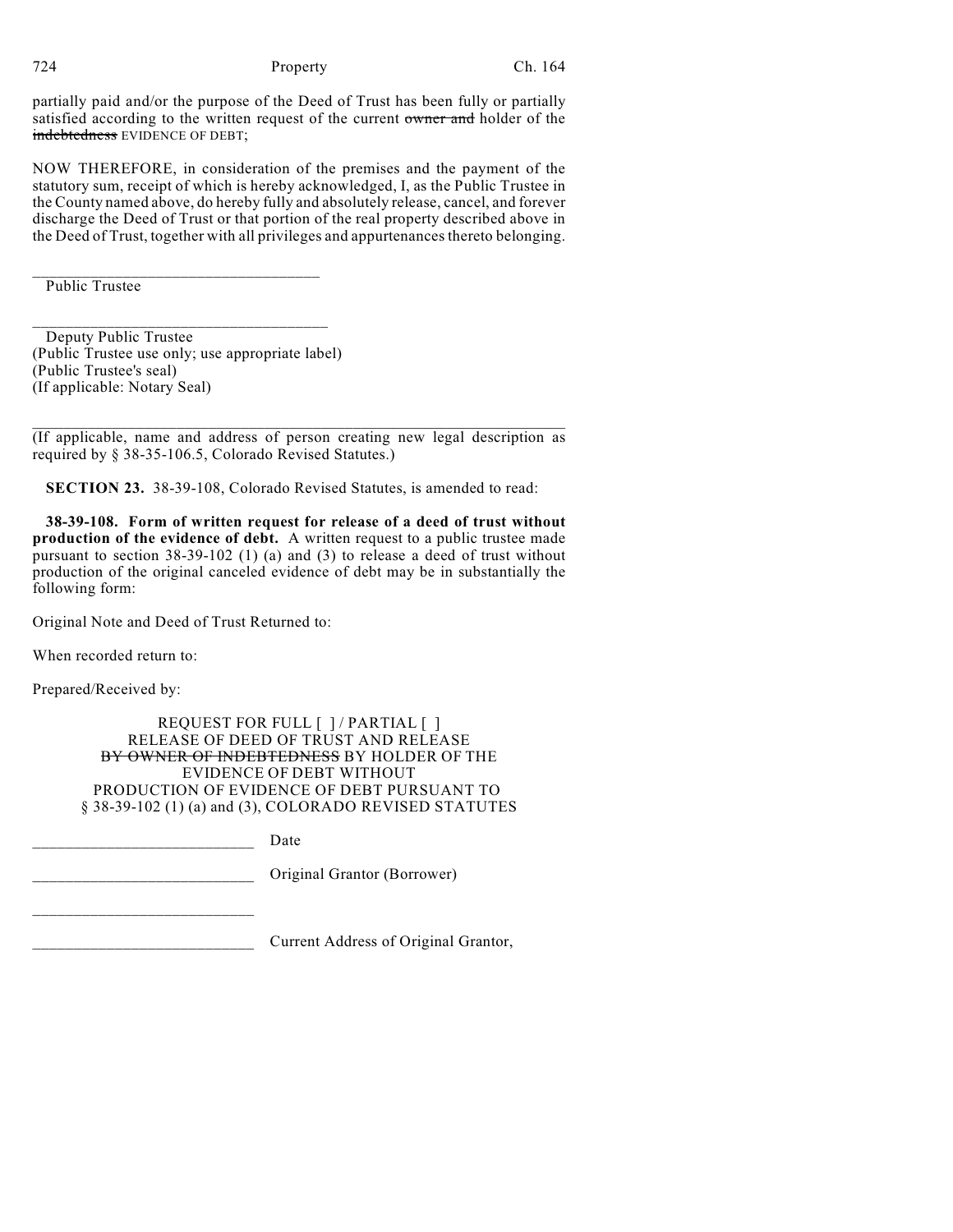partially paid and/or the purpose of the Deed of Trust has been fully or partially satisfied according to the written request of the current ~~owner and~~ holder of the ~~indebtedness~~ EVIDENCE OF DEBT;

NOW THEREFORE, in consideration of the premises and the payment of the statutory sum, receipt of which is hereby acknowledged, I, as the Public Trustee in the County named above, do hereby fully and absolutely release, cancel, and forever discharge the Deed of Trust or that portion of the real property described above in the Deed of Trust, together with all privileges and appurtenances thereto belonging.

\_\_\_\_\_\_\_\_\_\_\_\_\_\_\_\_\_\_\_\_\_\_\_\_\_\_\_\_\_\_\_\_\_\_\_

Public Trustee

\_\_\_\_\_\_\_\_\_\_\_\_\_\_\_\_\_\_\_\_\_\_\_\_\_\_\_\_\_\_\_\_\_\_\_

Deputy Public Trustee
(Public Trustee use only; use appropriate label)
(Public Trustee's seal)
(If applicable: Notary Seal)

\_\_\_\_\_\_\_\_\_\_\_\_\_\_\_\_\_\_\_\_\_\_\_\_\_\_\_\_\_\_\_\_\_\_\_\_\_\_\_\_\_\_\_\_\_\_\_\_\_\_\_\_\_\_\_\_\_\_\_\_\_\_\_\_\_

(If applicable, name and address of person creating new legal description as required by § 38-35-106.5, Colorado Revised Statutes.)

**SECTION 23.** 38-39-108, Colorado Revised Statutes, is amended to read:

**38-39-108. Form of written request for release of a deed of trust without production of the evidence of debt.** A written request to a public trustee made pursuant to section 38-39-102 (1) (a) and (3) to release a deed of trust without production of the original canceled evidence of debt may be in substantially the following form:

Original Note and Deed of Trust Returned to:

When recorded return to:

Prepared/Received by:

REQUEST FOR FULL [ ] / PARTIAL [ ]
RELEASE OF DEED OF TRUST AND RELEASE
~~BY OWNER OF INDEBTEDNESS~~ BY HOLDER OF THE
EVIDENCE OF DEBT WITHOUT
PRODUCTION OF EVIDENCE OF DEBT PURSUANT TO
§ 38-39-102 (1) (a) and (3), COLORADO REVISED STATUTES

\_\_\_\_\_\_\_\_\_\_\_\_\_\_\_\_\_\_\_\_\_\_\_\_\_\_\_ Date

\_\_\_\_\_\_\_\_\_\_\_\_\_\_\_\_\_\_\_\_\_\_\_\_\_\_\_ Original Grantor (Borrower)

\_\_\_\_\_\_\_\_\_\_\_\_\_\_\_\_\_\_\_\_\_\_\_\_\_\_\_

\_\_\_\_\_\_\_\_\_\_\_\_\_\_\_\_\_\_\_\_\_\_\_\_\_\_\_ Current Address of Original Grantor,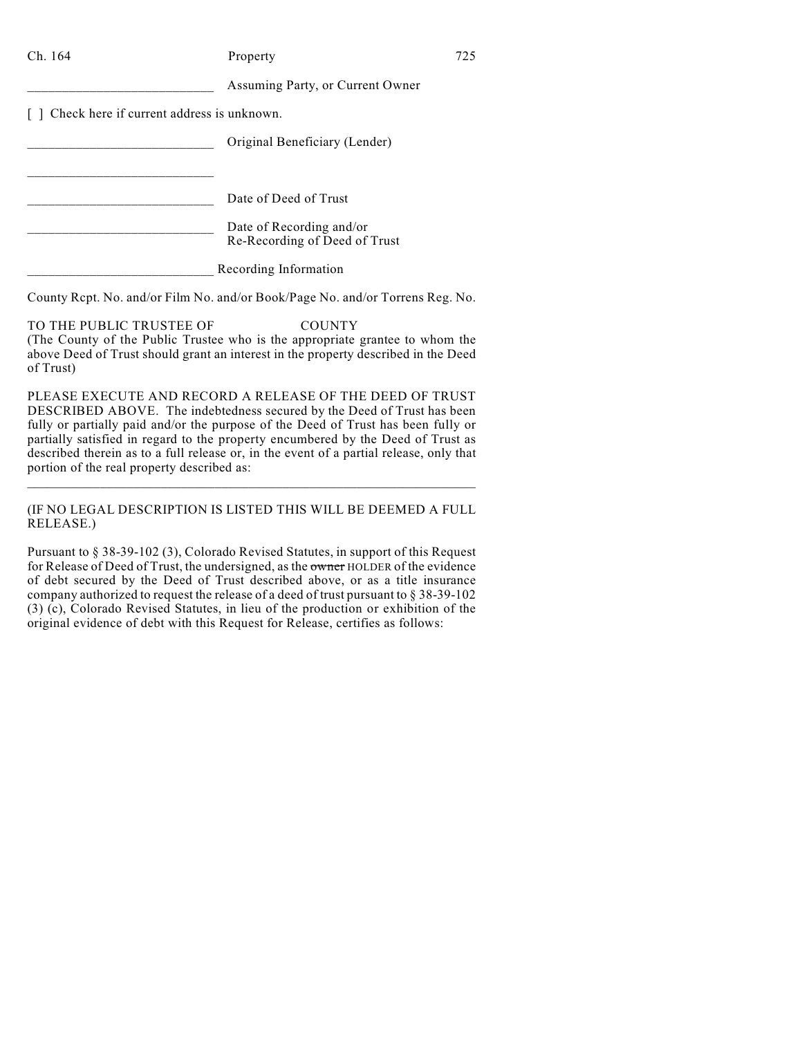___________________________ Assuming Party, or Current Owner

[ ] Check here if current address is unknown.

___________________________ Original Beneficiary (Lender)

___________________________

___________________________ Date of Deed of Trust

___________________________ Date of Recording and/or
Re-Recording of Deed of Trust

___________________________ Recording Information

County Rcpt. No. and/or Film No. and/or Book/Page No. and/or Torrens Reg. No.

TO THE PUBLIC TRUSTEE OF COUNTY
(The County of the Public Trustee who is the appropriate grantee to whom the above Deed of Trust should grant an interest in the property described in the Deed of Trust)

PLEASE EXECUTE AND RECORD A RELEASE OF THE DEED OF TRUST DESCRIBED ABOVE. The indebtedness secured by the Deed of Trust has been fully or partially paid and/or the purpose of the Deed of Trust has been fully or partially satisfied in regard to the property encumbered by the Deed of Trust as described therein as to a full release or, in the event of a partial release, only that portion of the real property described as:

_________________________________________________________________

(IF NO LEGAL DESCRIPTION IS LISTED THIS WILL BE DEEMED A FULL RELEASE.)

Pursuant to § 38-39-102 (3), Colorado Revised Statutes, in support of this Request for Release of Deed of Trust, the undersigned, as the ~~owner~~ HOLDER of the evidence of debt secured by the Deed of Trust described above, or as a title insurance company authorized to request the release of a deed of trust pursuant to § 38-39-102 (3) (c), Colorado Revised Statutes, in lieu of the production or exhibition of the original evidence of debt with this Request for Release, certifies as follows: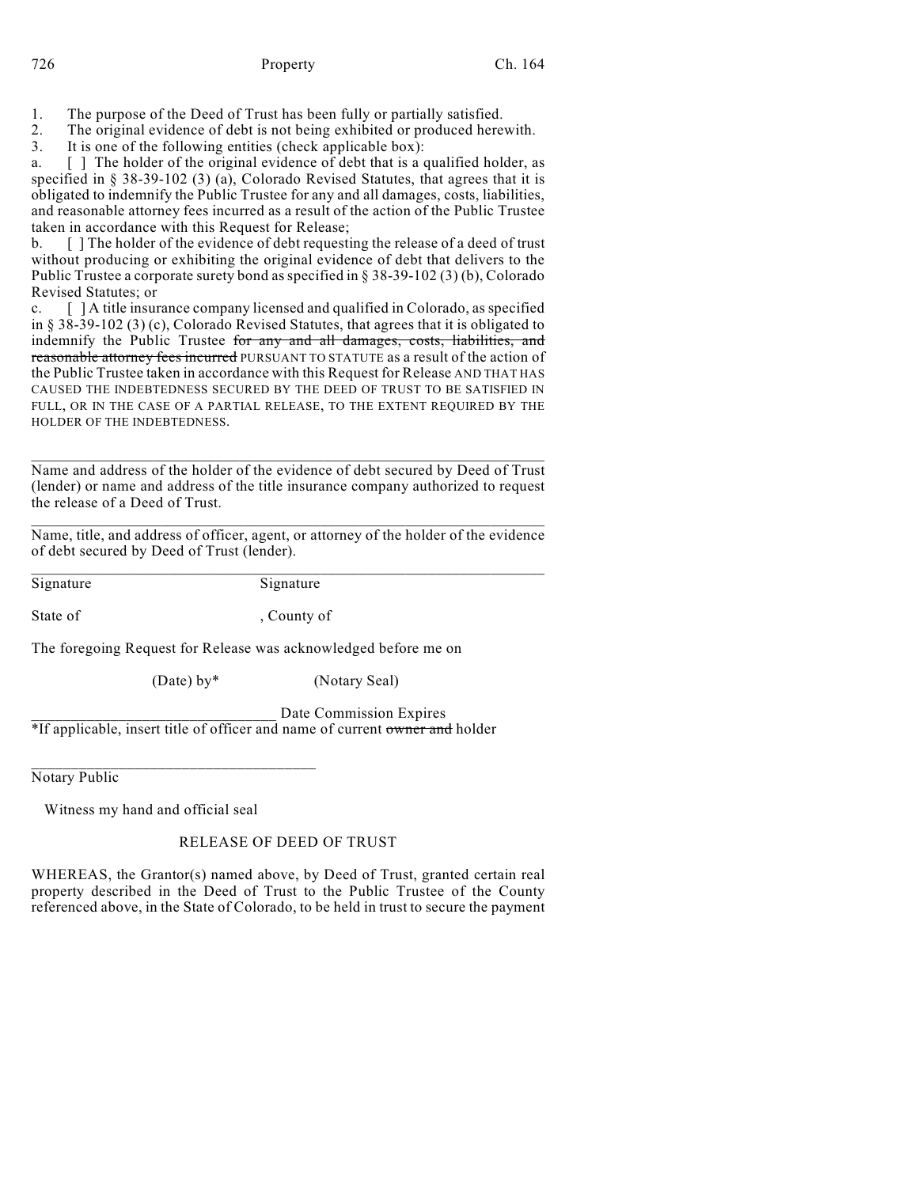1. The purpose of the Deed of Trust has been fully or partially satisfied.
2. The original evidence of debt is not being exhibited or produced herewith.
3. It is one of the following entities (check applicable box):

a. [ ] The holder of the original evidence of debt that is a qualified holder, as specified in § 38-39-102 (3) (a), Colorado Revised Statutes, that agrees that it is obligated to indemnify the Public Trustee for any and all damages, costs, liabilities, and reasonable attorney fees incurred as a result of the action of the Public Trustee taken in accordance with this Request for Release;

b. [ ] The holder of the evidence of debt requesting the release of a deed of trust without producing or exhibiting the original evidence of debt that delivers to the Public Trustee a corporate surety bond as specified in § 38-39-102 (3) (b), Colorado Revised Statutes; or

c. [ ] A title insurance company licensed and qualified in Colorado, as specified in § 38-39-102 (3) (c), Colorado Revised Statutes, that agrees that it is obligated to indemnify the Public Trustee ~~for any and all damages, costs, liabilities, and reasonable attorney fees incurred~~ PURSUANT TO STATUTE as a result of the action of the Public Trustee taken in accordance with this Request for Release AND THAT HAS CAUSED THE INDEBTEDNESS SECURED BY THE DEED OF TRUST TO BE SATISFIED IN FULL, OR IN THE CASE OF A PARTIAL RELEASE, TO THE EXTENT REQUIRED BY THE HOLDER OF THE INDEBTEDNESS.

______________________________________________________________________
Name and address of the holder of the evidence of debt secured by Deed of Trust (lender) or name and address of the title insurance company authorized to request the release of a Deed of Trust.

______________________________________________________________________
Name, title, and address of officer, agent, or attorney of the holder of the evidence of debt secured by Deed of Trust (lender).

______________________________________________________________________
Signature Signature

State of , County of

The foregoing Request for Release was acknowledged before me on

(Date) by* (Notary Seal)

_______________________________ Date Commission Expires

*If applicable, insert title of officer and name of current ~~owner and~~ holder

____________________________________
Notary Public

Witness my hand and official seal

RELEASE OF DEED OF TRUST

WHEREAS, the Grantor(s) named above, by Deed of Trust, granted certain real property described in the Deed of Trust to the Public Trustee of the County referenced above, in the State of Colorado, to be held in trust to secure the payment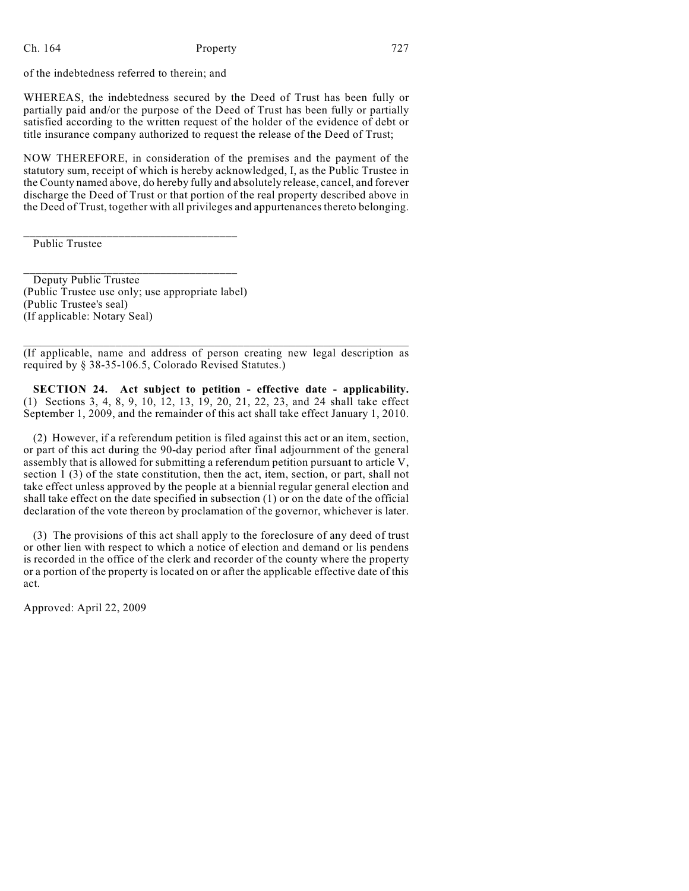of the indebtedness referred to therein; and

WHEREAS, the indebtedness secured by the Deed of Trust has been fully or partially paid and/or the purpose of the Deed of Trust has been fully or partially satisfied according to the written request of the holder of the evidence of debt or title insurance company authorized to request the release of the Deed of Trust;

NOW THEREFORE, in consideration of the premises and the payment of the statutory sum, receipt of which is hereby acknowledged, I, as the Public Trustee in the County named above, do hereby fully and absolutely release, cancel, and forever discharge the Deed of Trust or that portion of the real property described above in the Deed of Trust, together with all privileges and appurtenances thereto belonging.

____________________________________
Public Trustee

____________________________________
Deputy Public Trustee
(Public Trustee use only; use appropriate label)
(Public Trustee's seal)
(If applicable: Notary Seal)

________________________________________________________________________
(If applicable, name and address of person creating new legal description as required by § 38-35-106.5, Colorado Revised Statutes.)

**SECTION 24. Act subject to petition - effective date - applicability.** (1) Sections 3, 4, 8, 9, 10, 12, 13, 19, 20, 21, 22, 23, and 24 shall take effect September 1, 2009, and the remainder of this act shall take effect January 1, 2010.

(2) However, if a referendum petition is filed against this act or an item, section, or part of this act during the 90-day period after final adjournment of the general assembly that is allowed for submitting a referendum petition pursuant to article V, section 1 (3) of the state constitution, then the act, item, section, or part, shall not take effect unless approved by the people at a biennial regular general election and shall take effect on the date specified in subsection (1) or on the date of the official declaration of the vote thereon by proclamation of the governor, whichever is later.

(3) The provisions of this act shall apply to the foreclosure of any deed of trust or other lien with respect to which a notice of election and demand or lis pendens is recorded in the office of the clerk and recorder of the county where the property or a portion of the property is located on or after the applicable effective date of this act.

Approved: April 22, 2009